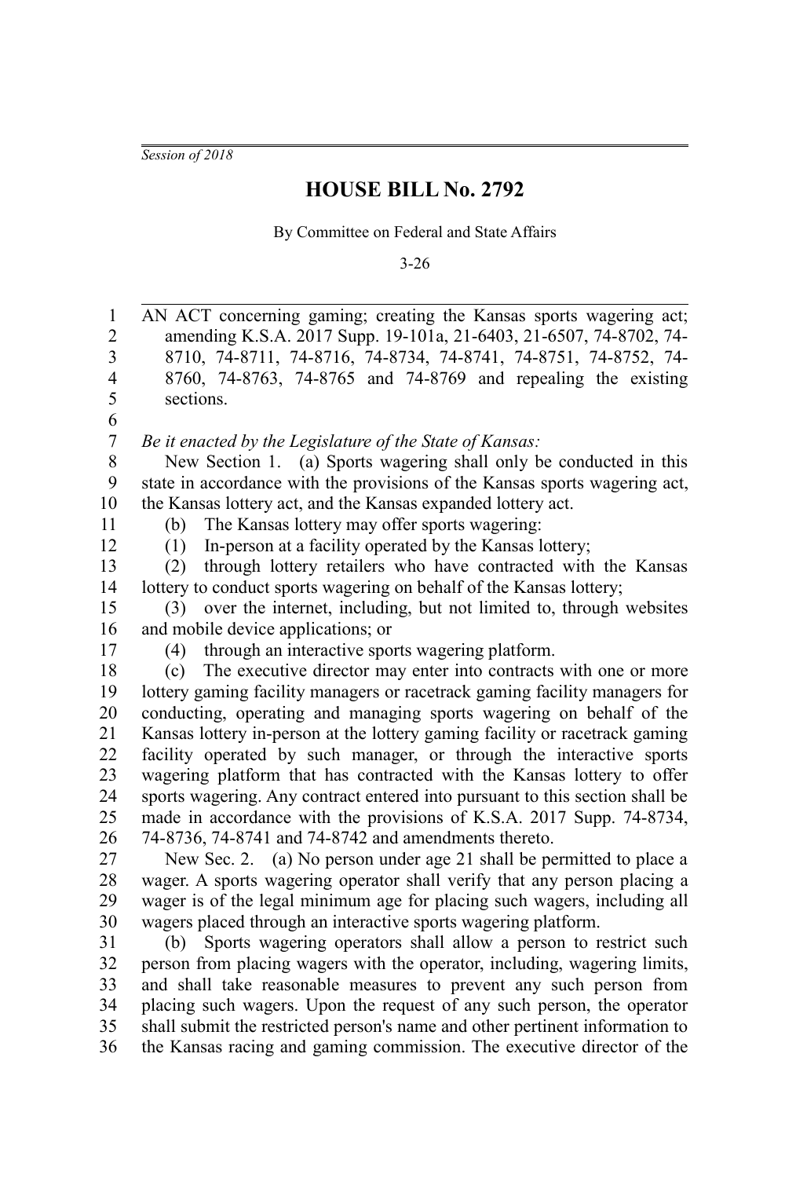*Session of 2018*

# HOUSE BILL No. 2792

By Committee on Federal and State Affairs

3-26

AN ACT concerning gaming; creating the Kansas sports wagering act; amending K.S.A. 2017 Supp. 19-101a, 21-6403, 21-6507, 74-8702, 74-8710, 74-8711, 74-8716, 74-8734, 74-8741, 74-8751, 74-8752, 74-8760, 74-8763, 74-8765 and 74-8769 and repealing the existing sections.

*Be it enacted by the Legislature of the State of Kansas:*

New Section 1. (a) Sports wagering shall only be conducted in this state in accordance with the provisions of the Kansas sports wagering act, the Kansas lottery act, and the Kansas expanded lottery act.

(b) The Kansas lottery may offer sports wagering:

(1) In-person at a facility operated by the Kansas lottery;

(2) through lottery retailers who have contracted with the Kansas lottery to conduct sports wagering on behalf of the Kansas lottery;

(3) over the internet, including, but not limited to, through websites and mobile device applications; or

(4) through an interactive sports wagering platform.

(c) The executive director may enter into contracts with one or more lottery gaming facility managers or racetrack gaming facility managers for conducting, operating and managing sports wagering on behalf of the Kansas lottery in-person at the lottery gaming facility or racetrack gaming facility operated by such manager, or through the interactive sports wagering platform that has contracted with the Kansas lottery to offer sports wagering. Any contract entered into pursuant to this section shall be made in accordance with the provisions of K.S.A. 2017 Supp. 74-8734, 74-8736, 74-8741 and 74-8742 and amendments thereto.

New Sec. 2. (a) No person under age 21 shall be permitted to place a wager. A sports wagering operator shall verify that any person placing a wager is of the legal minimum age for placing such wagers, including all wagers placed through an interactive sports wagering platform.

(b) Sports wagering operators shall allow a person to restrict such person from placing wagers with the operator, including, wagering limits, and shall take reasonable measures to prevent any such person from placing such wagers. Upon the request of any such person, the operator shall submit the restricted person's name and other pertinent information to the Kansas racing and gaming commission. The executive director of the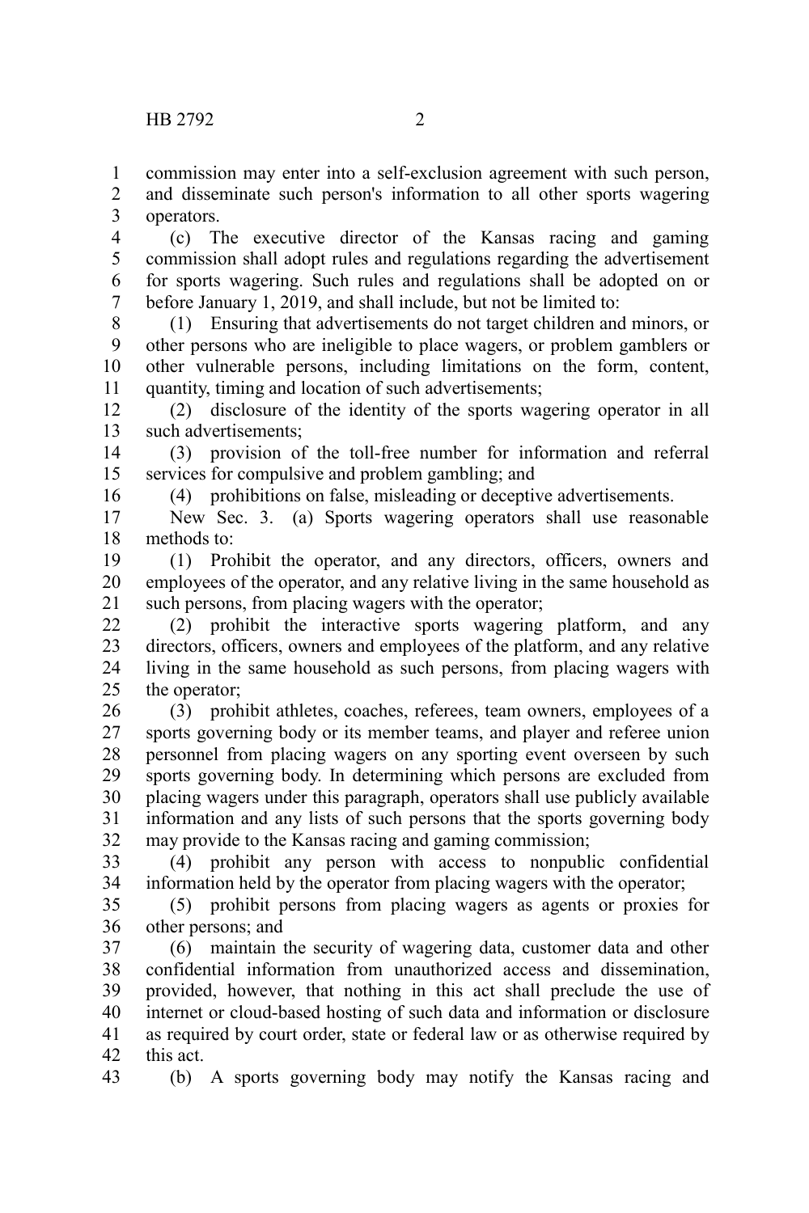commission may enter into a self-exclusion agreement with such person, and disseminate such person's information to all other sports wagering operators.

(c) The executive director of the Kansas racing and gaming commission shall adopt rules and regulations regarding the advertisement for sports wagering. Such rules and regulations shall be adopted on or before January 1, 2019, and shall include, but not be limited to:

(1) Ensuring that advertisements do not target children and minors, or other persons who are ineligible to place wagers, or problem gamblers or other vulnerable persons, including limitations on the form, content, quantity, timing and location of such advertisements;

(2) disclosure of the identity of the sports wagering operator in all such advertisements;

(3) provision of the toll-free number for information and referral services for compulsive and problem gambling; and

(4) prohibitions on false, misleading or deceptive advertisements.

New Sec. 3. (a) Sports wagering operators shall use reasonable methods to:

(1) Prohibit the operator, and any directors, officers, owners and employees of the operator, and any relative living in the same household as such persons, from placing wagers with the operator;

(2) prohibit the interactive sports wagering platform, and any directors, officers, owners and employees of the platform, and any relative living in the same household as such persons, from placing wagers with the operator;

(3) prohibit athletes, coaches, referees, team owners, employees of a sports governing body or its member teams, and player and referee union personnel from placing wagers on any sporting event overseen by such sports governing body. In determining which persons are excluded from placing wagers under this paragraph, operators shall use publicly available information and any lists of such persons that the sports governing body may provide to the Kansas racing and gaming commission;

(4) prohibit any person with access to nonpublic confidential information held by the operator from placing wagers with the operator;

(5) prohibit persons from placing wagers as agents or proxies for other persons; and

(6) maintain the security of wagering data, customer data and other confidential information from unauthorized access and dissemination, provided, however, that nothing in this act shall preclude the use of internet or cloud-based hosting of such data and information or disclosure as required by court order, state or federal law or as otherwise required by this act.

(b) A sports governing body may notify the Kansas racing and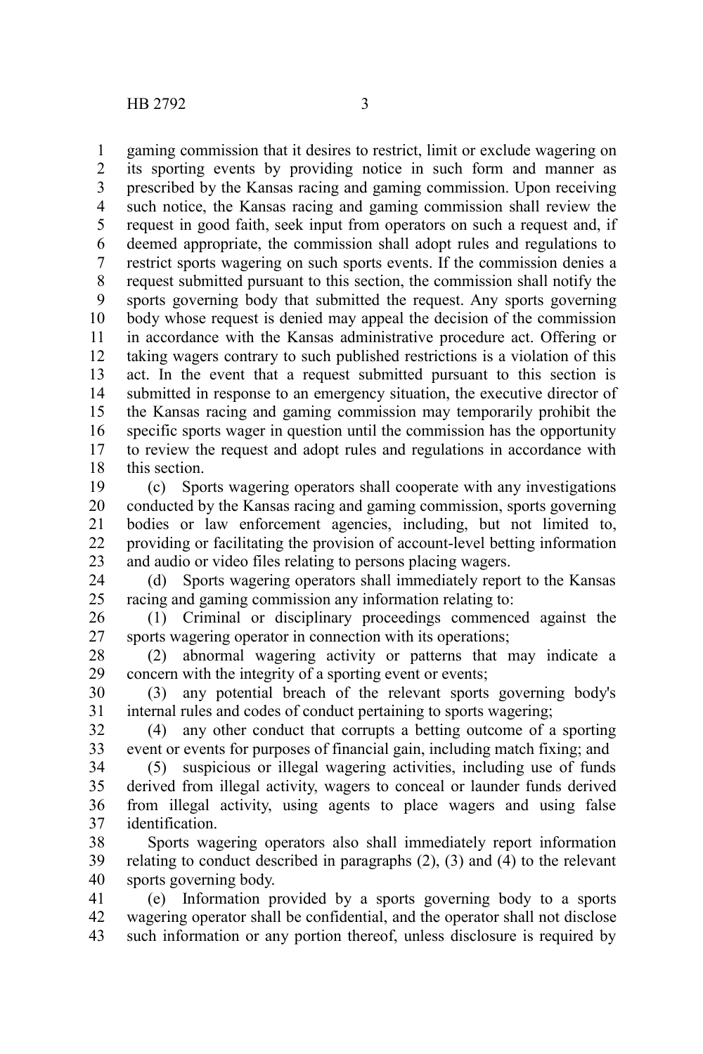gaming commission that it desires to restrict, limit or exclude wagering on its sporting events by providing notice in such form and manner as prescribed by the Kansas racing and gaming commission. Upon receiving such notice, the Kansas racing and gaming commission shall review the request in good faith, seek input from operators on such a request and, if deemed appropriate, the commission shall adopt rules and regulations to restrict sports wagering on such sports events. If the commission denies a request submitted pursuant to this section, the commission shall notify the sports governing body that submitted the request. Any sports governing body whose request is denied may appeal the decision of the commission in accordance with the Kansas administrative procedure act. Offering or taking wagers contrary to such published restrictions is a violation of this act. In the event that a request submitted pursuant to this section is submitted in response to an emergency situation, the executive director of the Kansas racing and gaming commission may temporarily prohibit the specific sports wager in question until the commission has the opportunity to review the request and adopt rules and regulations in accordance with this section.

(c) Sports wagering operators shall cooperate with any investigations conducted by the Kansas racing and gaming commission, sports governing bodies or law enforcement agencies, including, but not limited to, providing or facilitating the provision of account-level betting information and audio or video files relating to persons placing wagers.

(d) Sports wagering operators shall immediately report to the Kansas racing and gaming commission any information relating to:

(1) Criminal or disciplinary proceedings commenced against the sports wagering operator in connection with its operations;

(2) abnormal wagering activity or patterns that may indicate a concern with the integrity of a sporting event or events;

(3) any potential breach of the relevant sports governing body's internal rules and codes of conduct pertaining to sports wagering;

(4) any other conduct that corrupts a betting outcome of a sporting event or events for purposes of financial gain, including match fixing; and

(5) suspicious or illegal wagering activities, including use of funds derived from illegal activity, wagers to conceal or launder funds derived from illegal activity, using agents to place wagers and using false identification.

Sports wagering operators also shall immediately report information relating to conduct described in paragraphs (2), (3) and (4) to the relevant sports governing body.

(e) Information provided by a sports governing body to a sports wagering operator shall be confidential, and the operator shall not disclose such information or any portion thereof, unless disclosure is required by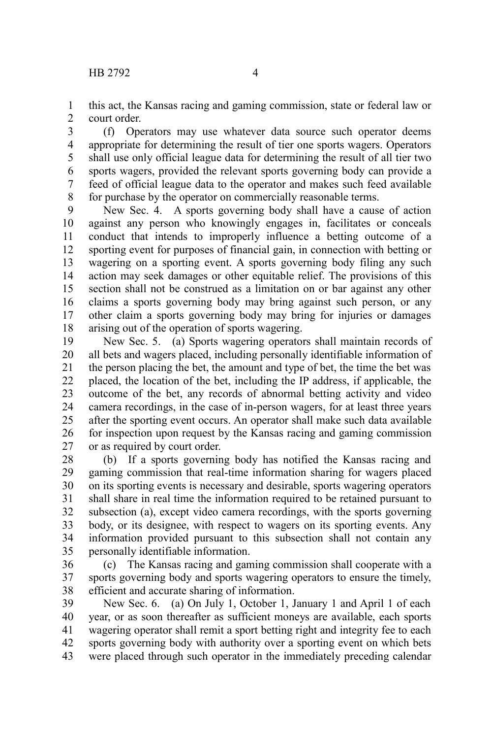this act, the Kansas racing and gaming commission, state or federal law or court order.

(f) Operators may use whatever data source such operator deems appropriate for determining the result of tier one sports wagers. Operators shall use only official league data for determining the result of all tier two sports wagers, provided the relevant sports governing body can provide a feed of official league data to the operator and makes such feed available for purchase by the operator on commercially reasonable terms.

New Sec. 4. A sports governing body shall have a cause of action against any person who knowingly engages in, facilitates or conceals conduct that intends to improperly influence a betting outcome of a sporting event for purposes of financial gain, in connection with betting or wagering on a sporting event. A sports governing body filing any such action may seek damages or other equitable relief. The provisions of this section shall not be construed as a limitation on or bar against any other claims a sports governing body may bring against such person, or any other claim a sports governing body may bring for injuries or damages arising out of the operation of sports wagering.

New Sec. 5. (a) Sports wagering operators shall maintain records of all bets and wagers placed, including personally identifiable information of the person placing the bet, the amount and type of bet, the time the bet was placed, the location of the bet, including the IP address, if applicable, the outcome of the bet, any records of abnormal betting activity and video camera recordings, in the case of in-person wagers, for at least three years after the sporting event occurs. An operator shall make such data available for inspection upon request by the Kansas racing and gaming commission or as required by court order.

(b) If a sports governing body has notified the Kansas racing and gaming commission that real-time information sharing for wagers placed on its sporting events is necessary and desirable, sports wagering operators shall share in real time the information required to be retained pursuant to subsection (a), except video camera recordings, with the sports governing body, or its designee, with respect to wagers on its sporting events. Any information provided pursuant to this subsection shall not contain any personally identifiable information.

(c) The Kansas racing and gaming commission shall cooperate with a sports governing body and sports wagering operators to ensure the timely, efficient and accurate sharing of information.

New Sec. 6. (a) On July 1, October 1, January 1 and April 1 of each year, or as soon thereafter as sufficient moneys are available, each sports wagering operator shall remit a sport betting right and integrity fee to each sports governing body with authority over a sporting event on which bets were placed through such operator in the immediately preceding calendar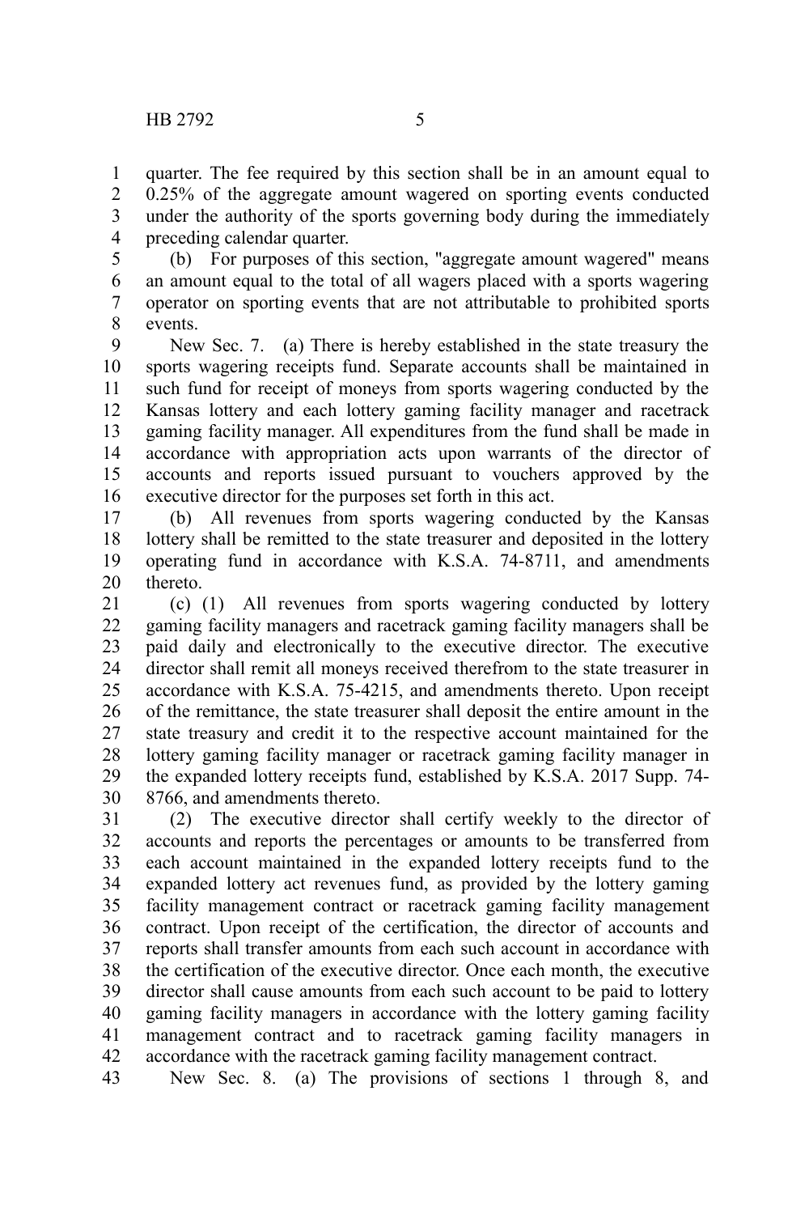quarter. The fee required by this section shall be in an amount equal to 0.25% of the aggregate amount wagered on sporting events conducted under the authority of the sports governing body during the immediately preceding calendar quarter.

(b) For purposes of this section, "aggregate amount wagered" means an amount equal to the total of all wagers placed with a sports wagering operator on sporting events that are not attributable to prohibited sports events.

New Sec. 7. (a) There is hereby established in the state treasury the sports wagering receipts fund. Separate accounts shall be maintained in such fund for receipt of moneys from sports wagering conducted by the Kansas lottery and each lottery gaming facility manager and racetrack gaming facility manager. All expenditures from the fund shall be made in accordance with appropriation acts upon warrants of the director of accounts and reports issued pursuant to vouchers approved by the executive director for the purposes set forth in this act.

(b) All revenues from sports wagering conducted by the Kansas lottery shall be remitted to the state treasurer and deposited in the lottery operating fund in accordance with K.S.A. 74-8711, and amendments thereto.

(c) (1) All revenues from sports wagering conducted by lottery gaming facility managers and racetrack gaming facility managers shall be paid daily and electronically to the executive director. The executive director shall remit all moneys received therefrom to the state treasurer in accordance with K.S.A. 75-4215, and amendments thereto. Upon receipt of the remittance, the state treasurer shall deposit the entire amount in the state treasury and credit it to the respective account maintained for the lottery gaming facility manager or racetrack gaming facility manager in the expanded lottery receipts fund, established by K.S.A. 2017 Supp. 74-8766, and amendments thereto.

(2) The executive director shall certify weekly to the director of accounts and reports the percentages or amounts to be transferred from each account maintained in the expanded lottery receipts fund to the expanded lottery act revenues fund, as provided by the lottery gaming facility management contract or racetrack gaming facility management contract. Upon receipt of the certification, the director of accounts and reports shall transfer amounts from each such account in accordance with the certification of the executive director. Once each month, the executive director shall cause amounts from each such account to be paid to lottery gaming facility managers in accordance with the lottery gaming facility management contract and to racetrack gaming facility managers in accordance with the racetrack gaming facility management contract.

New Sec. 8. (a) The provisions of sections 1 through 8, and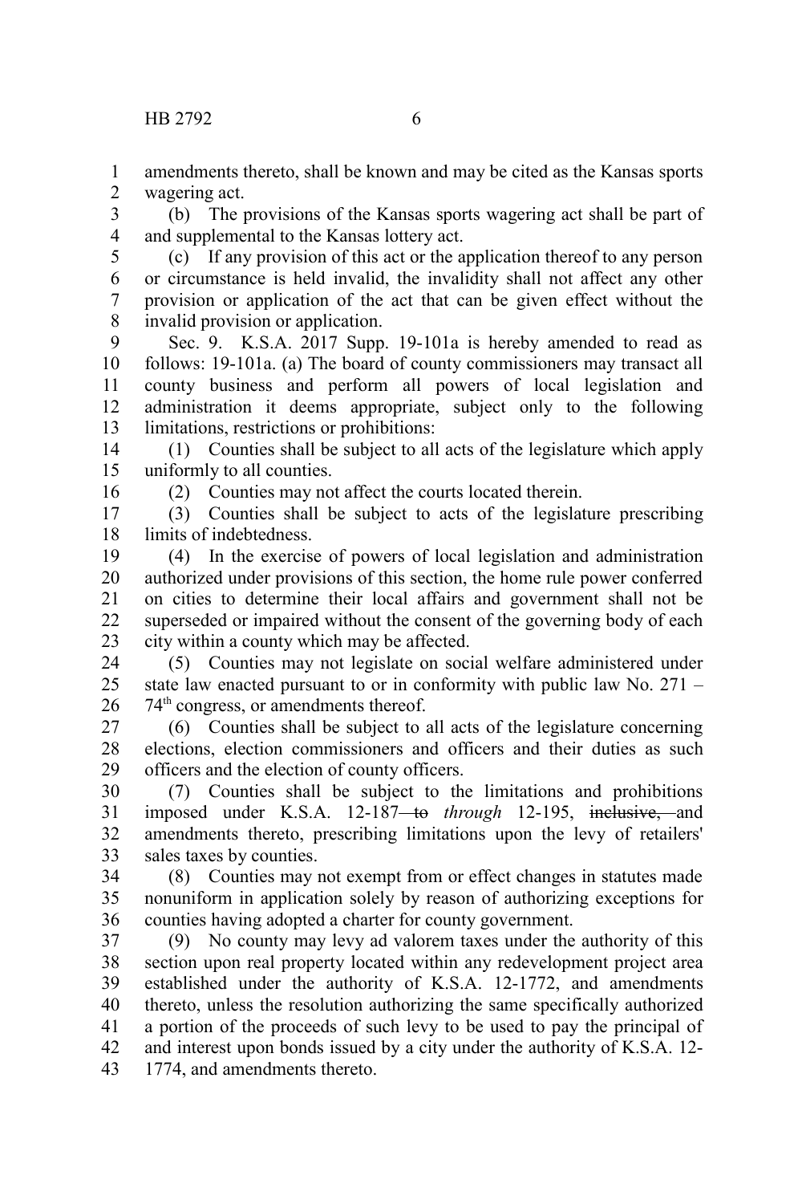amendments thereto, shall be known and may be cited as the Kansas sports wagering act.

(b) The provisions of the Kansas sports wagering act shall be part of and supplemental to the Kansas lottery act.

(c) If any provision of this act or the application thereof to any person or circumstance is held invalid, the invalidity shall not affect any other provision or application of the act that can be given effect without the invalid provision or application.

Sec. 9. K.S.A. 2017 Supp. 19-101a is hereby amended to read as follows: 19-101a. (a) The board of county commissioners may transact all county business and perform all powers of local legislation and administration it deems appropriate, subject only to the following limitations, restrictions or prohibitions:

(1) Counties shall be subject to all acts of the legislature which apply uniformly to all counties.

(2) Counties may not affect the courts located therein.

(3) Counties shall be subject to acts of the legislature prescribing limits of indebtedness.

(4) In the exercise of powers of local legislation and administration authorized under provisions of this section, the home rule power conferred on cities to determine their local affairs and government shall not be superseded or impaired without the consent of the governing body of each city within a county which may be affected.

(5) Counties may not legislate on social welfare administered under state law enacted pursuant to or in conformity with public law No. 271 – 74th congress, or amendments thereof.

(6) Counties shall be subject to all acts of the legislature concerning elections, election commissioners and officers and their duties as such officers and the election of county officers.

(7) Counties shall be subject to the limitations and prohibitions imposed under K.S.A. 12-187 ~~to~~ *through* 12-195, ~~inclusive,~~ and amendments thereto, prescribing limitations upon the levy of retailers' sales taxes by counties.

(8) Counties may not exempt from or effect changes in statutes made nonuniform in application solely by reason of authorizing exceptions for counties having adopted a charter for county government.

(9) No county may levy ad valorem taxes under the authority of this section upon real property located within any redevelopment project area established under the authority of K.S.A. 12-1772, and amendments thereto, unless the resolution authorizing the same specifically authorized a portion of the proceeds of such levy to be used to pay the principal of and interest upon bonds issued by a city under the authority of K.S.A. 12-1774, and amendments thereto.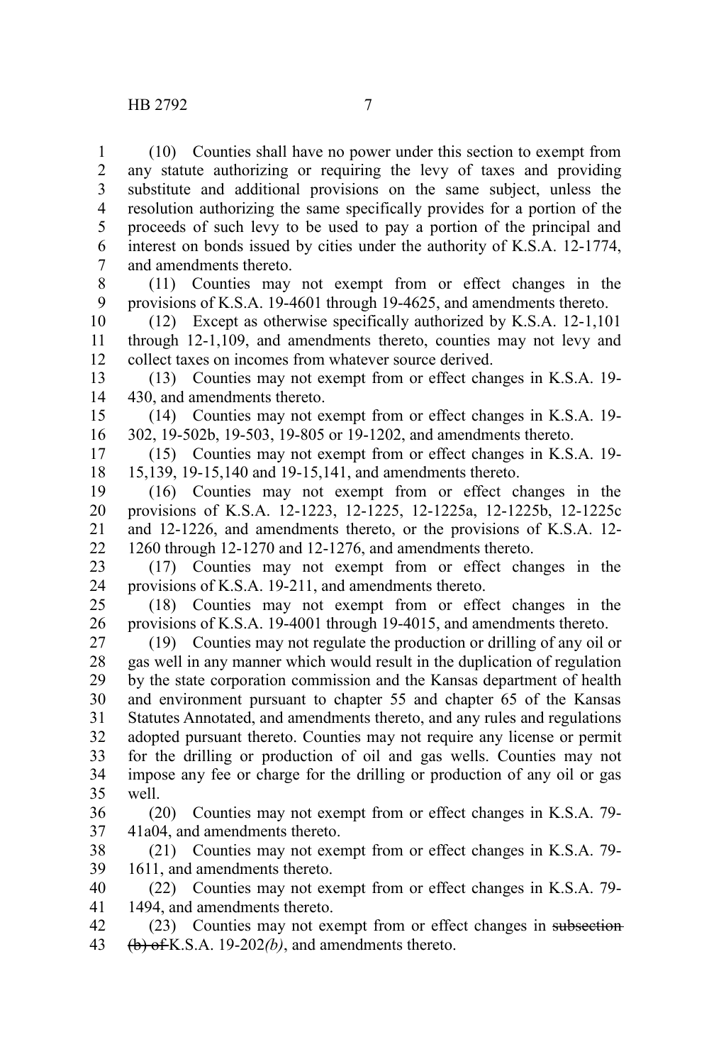(10) Counties shall have no power under this section to exempt from any statute authorizing or requiring the levy of taxes and providing substitute and additional provisions on the same subject, unless the resolution authorizing the same specifically provides for a portion of the proceeds of such levy to be used to pay a portion of the principal and interest on bonds issued by cities under the authority of K.S.A. 12-1774, and amendments thereto.

(11) Counties may not exempt from or effect changes in the provisions of K.S.A. 19-4601 through 19-4625, and amendments thereto.

(12) Except as otherwise specifically authorized by K.S.A. 12-1,101 through 12-1,109, and amendments thereto, counties may not levy and collect taxes on incomes from whatever source derived.

(13) Counties may not exempt from or effect changes in K.S.A. 19-430, and amendments thereto.

(14) Counties may not exempt from or effect changes in K.S.A. 19-302, 19-502b, 19-503, 19-805 or 19-1202, and amendments thereto.

(15) Counties may not exempt from or effect changes in K.S.A. 19-15,139, 19-15,140 and 19-15,141, and amendments thereto.

(16) Counties may not exempt from or effect changes in the provisions of K.S.A. 12-1223, 12-1225, 12-1225a, 12-1225b, 12-1225c and 12-1226, and amendments thereto, or the provisions of K.S.A. 12-1260 through 12-1270 and 12-1276, and amendments thereto.

(17) Counties may not exempt from or effect changes in the provisions of K.S.A. 19-211, and amendments thereto.

(18) Counties may not exempt from or effect changes in the provisions of K.S.A. 19-4001 through 19-4015, and amendments thereto.

(19) Counties may not regulate the production or drilling of any oil or gas well in any manner which would result in the duplication of regulation by the state corporation commission and the Kansas department of health and environment pursuant to chapter 55 and chapter 65 of the Kansas Statutes Annotated, and amendments thereto, and any rules and regulations adopted pursuant thereto. Counties may not require any license or permit for the drilling or production of oil and gas wells. Counties may not impose any fee or charge for the drilling or production of any oil or gas well.

(20) Counties may not exempt from or effect changes in K.S.A. 79-41a04, and amendments thereto.

(21) Counties may not exempt from or effect changes in K.S.A. 79-1611, and amendments thereto.

(22) Counties may not exempt from or effect changes in K.S.A. 79-1494, and amendments thereto.

(23) Counties may not exempt from or effect changes in ~~subsection (b) of~~ K.S.A. 19-202*(b)*, and amendments thereto.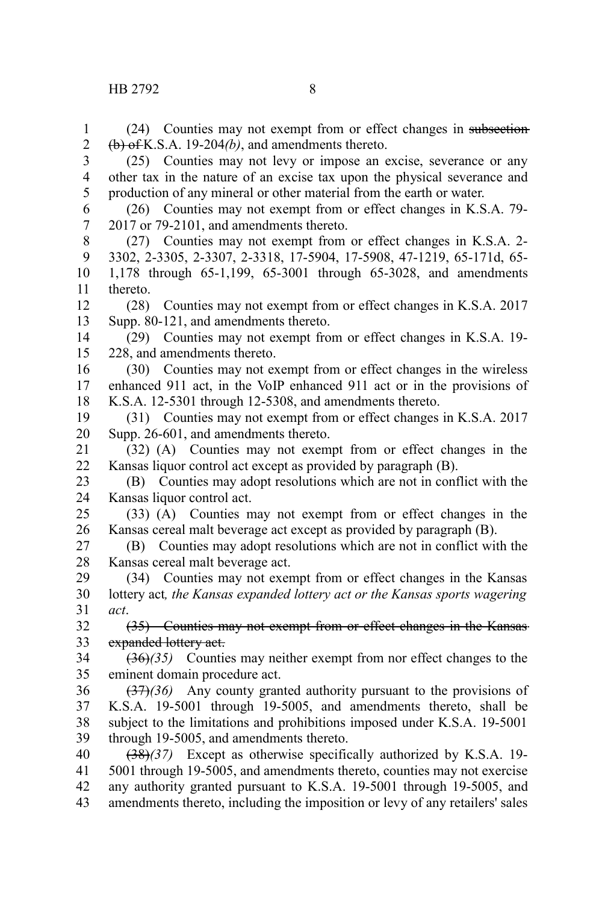(24) Counties may not exempt from or effect changes in ~~subsection (b) of~~ K.S.A. 19-204*(b)*, and amendments thereto.

(25) Counties may not levy or impose an excise, severance or any other tax in the nature of an excise tax upon the physical severance and production of any mineral or other material from the earth or water.

(26) Counties may not exempt from or effect changes in K.S.A. 79-2017 or 79-2101, and amendments thereto.

(27) Counties may not exempt from or effect changes in K.S.A. 2-3302, 2-3305, 2-3307, 2-3318, 17-5904, 17-5908, 47-1219, 65-171d, 65-1,178 through 65-1,199, 65-3001 through 65-3028, and amendments thereto.

(28) Counties may not exempt from or effect changes in K.S.A. 2017 Supp. 80-121, and amendments thereto.

(29) Counties may not exempt from or effect changes in K.S.A. 19-228, and amendments thereto.

(30) Counties may not exempt from or effect changes in the wireless enhanced 911 act, in the VoIP enhanced 911 act or in the provisions of K.S.A. 12-5301 through 12-5308, and amendments thereto.

(31) Counties may not exempt from or effect changes in K.S.A. 2017 Supp. 26-601, and amendments thereto.

(32) (A) Counties may not exempt from or effect changes in the Kansas liquor control act except as provided by paragraph (B).

(B) Counties may adopt resolutions which are not in conflict with the Kansas liquor control act.

(33) (A) Counties may not exempt from or effect changes in the Kansas cereal malt beverage act except as provided by paragraph (B).

(B) Counties may adopt resolutions which are not in conflict with the Kansas cereal malt beverage act.

(34) Counties may not exempt from or effect changes in the Kansas lottery act*, the Kansas expanded lottery act or the Kansas sports wagering act*.

~~(35) Counties may not exempt from or effect changes in the Kansas expanded lottery act.~~

~~(36)~~*(35)* Counties may neither exempt from nor effect changes to the eminent domain procedure act.

~~(37)~~*(36)* Any county granted authority pursuant to the provisions of K.S.A. 19-5001 through 19-5005, and amendments thereto, shall be subject to the limitations and prohibitions imposed under K.S.A. 19-5001 through 19-5005, and amendments thereto.

~~(38)~~*(37)* Except as otherwise specifically authorized by K.S.A. 19-5001 through 19-5005, and amendments thereto, counties may not exercise any authority granted pursuant to K.S.A. 19-5001 through 19-5005, and amendments thereto, including the imposition or levy of any retailers' sales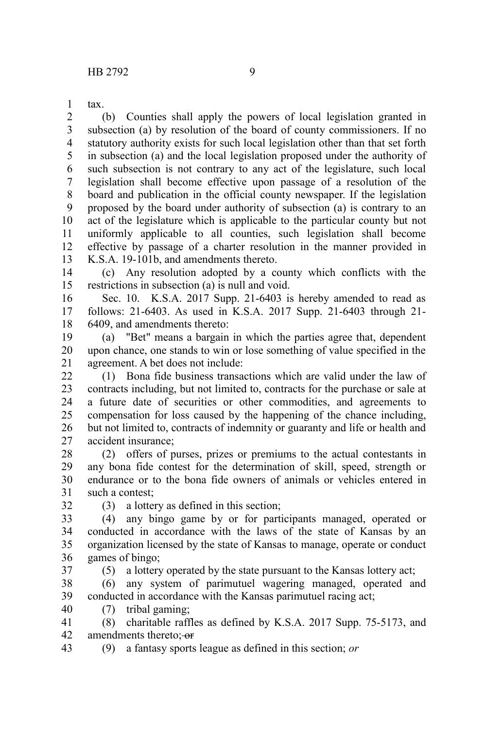tax.

(b) Counties shall apply the powers of local legislation granted in subsection (a) by resolution of the board of county commissioners. If no statutory authority exists for such local legislation other than that set forth in subsection (a) and the local legislation proposed under the authority of such subsection is not contrary to any act of the legislature, such local legislation shall become effective upon passage of a resolution of the board and publication in the official county newspaper. If the legislation proposed by the board under authority of subsection (a) is contrary to an act of the legislature which is applicable to the particular county but not uniformly applicable to all counties, such legislation shall become effective by passage of a charter resolution in the manner provided in K.S.A. 19-101b, and amendments thereto.

(c) Any resolution adopted by a county which conflicts with the restrictions in subsection (a) is null and void.

Sec. 10. K.S.A. 2017 Supp. 21-6403 is hereby amended to read as follows: 21-6403. As used in K.S.A. 2017 Supp. 21-6403 through 21-6409, and amendments thereto:

(a) "Bet" means a bargain in which the parties agree that, dependent upon chance, one stands to win or lose something of value specified in the agreement. A bet does not include:

(1) Bona fide business transactions which are valid under the law of contracts including, but not limited to, contracts for the purchase or sale at a future date of securities or other commodities, and agreements to compensation for loss caused by the happening of the chance including, but not limited to, contracts of indemnity or guaranty and life or health and accident insurance;

(2) offers of purses, prizes or premiums to the actual contestants in any bona fide contest for the determination of skill, speed, strength or endurance or to the bona fide owners of animals or vehicles entered in such a contest;

(3) a lottery as defined in this section;

(4) any bingo game by or for participants managed, operated or conducted in accordance with the laws of the state of Kansas by an organization licensed by the state of Kansas to manage, operate or conduct games of bingo;

(5) a lottery operated by the state pursuant to the Kansas lottery act;

(6) any system of parimutuel wagering managed, operated and conducted in accordance with the Kansas parimutuel racing act;

(7) tribal gaming;

(8) charitable raffles as defined by K.S.A. 2017 Supp. 75-5173, and amendments thereto; ~~or~~

(9) a fantasy sports league as defined in this section; *or*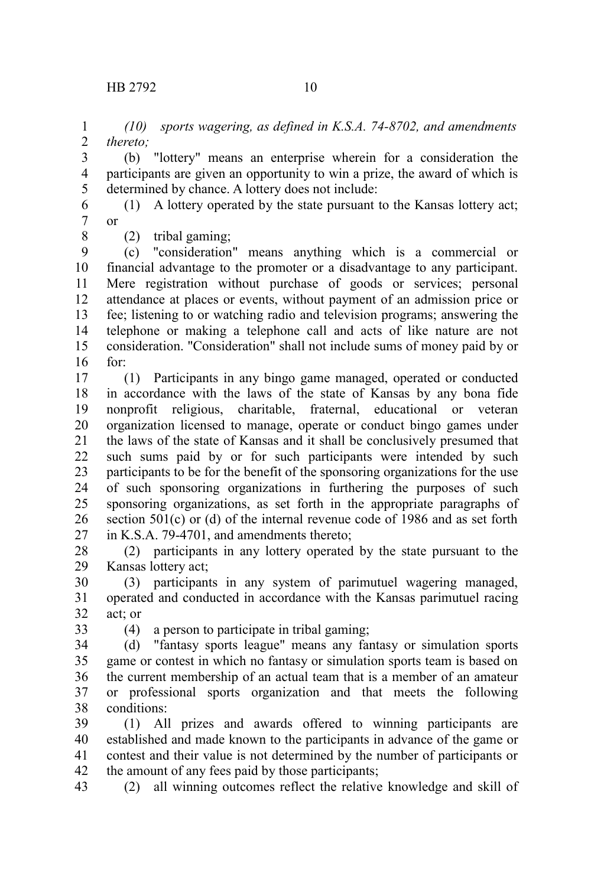*(10) sports wagering, as defined in K.S.A. 74-8702, and amendments thereto;*

(b) "lottery" means an enterprise wherein for a consideration the participants are given an opportunity to win a prize, the award of which is determined by chance. A lottery does not include:

(1) A lottery operated by the state pursuant to the Kansas lottery act; or

(2) tribal gaming;

(c) "consideration" means anything which is a commercial or financial advantage to the promoter or a disadvantage to any participant. Mere registration without purchase of goods or services; personal attendance at places or events, without payment of an admission price or fee; listening to or watching radio and television programs; answering the telephone or making a telephone call and acts of like nature are not consideration. "Consideration" shall not include sums of money paid by or for:

(1) Participants in any bingo game managed, operated or conducted in accordance with the laws of the state of Kansas by any bona fide nonprofit religious, charitable, fraternal, educational or veteran organization licensed to manage, operate or conduct bingo games under the laws of the state of Kansas and it shall be conclusively presumed that such sums paid by or for such participants were intended by such participants to be for the benefit of the sponsoring organizations for the use of such sponsoring organizations in furthering the purposes of such sponsoring organizations, as set forth in the appropriate paragraphs of section 501(c) or (d) of the internal revenue code of 1986 and as set forth in K.S.A. 79-4701, and amendments thereto;

(2) participants in any lottery operated by the state pursuant to the Kansas lottery act;

(3) participants in any system of parimutuel wagering managed, operated and conducted in accordance with the Kansas parimutuel racing act; or

(4) a person to participate in tribal gaming;

(d) "fantasy sports league" means any fantasy or simulation sports game or contest in which no fantasy or simulation sports team is based on the current membership of an actual team that is a member of an amateur or professional sports organization and that meets the following conditions:

(1) All prizes and awards offered to winning participants are established and made known to the participants in advance of the game or contest and their value is not determined by the number of participants or the amount of any fees paid by those participants;

(2) all winning outcomes reflect the relative knowledge and skill of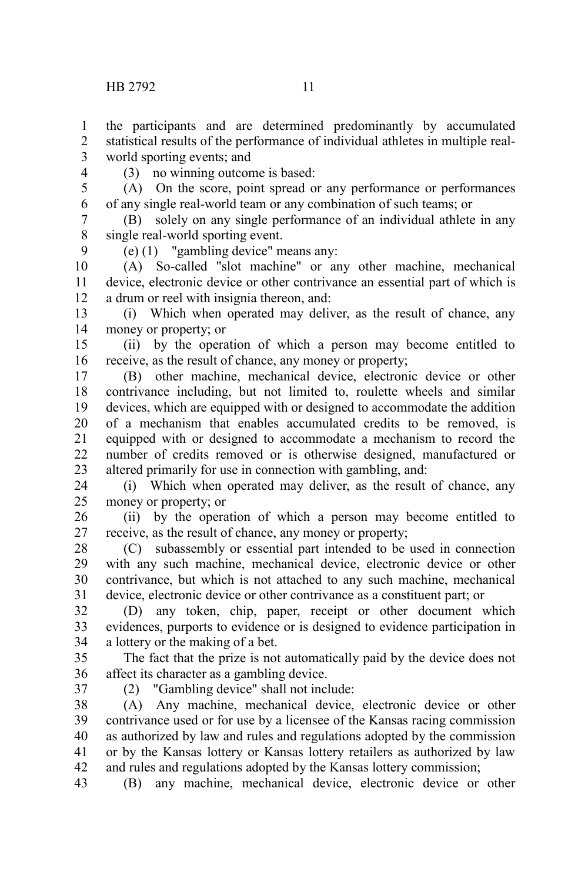the participants and are determined predominantly by accumulated statistical results of the performance of individual athletes in multiple real-world sporting events; and

(3) no winning outcome is based:

(A) On the score, point spread or any performance or performances of any single real-world team or any combination of such teams; or

(B) solely on any single performance of an individual athlete in any single real-world sporting event.

(e) (1) "gambling device" means any:

(A) So-called "slot machine" or any other machine, mechanical device, electronic device or other contrivance an essential part of which is a drum or reel with insignia thereon, and:

(i) Which when operated may deliver, as the result of chance, any money or property; or

(ii) by the operation of which a person may become entitled to receive, as the result of chance, any money or property;

(B) other machine, mechanical device, electronic device or other contrivance including, but not limited to, roulette wheels and similar devices, which are equipped with or designed to accommodate the addition of a mechanism that enables accumulated credits to be removed, is equipped with or designed to accommodate a mechanism to record the number of credits removed or is otherwise designed, manufactured or altered primarily for use in connection with gambling, and:

(i) Which when operated may deliver, as the result of chance, any money or property; or

(ii) by the operation of which a person may become entitled to receive, as the result of chance, any money or property;

(C) subassembly or essential part intended to be used in connection with any such machine, mechanical device, electronic device or other contrivance, but which is not attached to any such machine, mechanical device, electronic device or other contrivance as a constituent part; or

(D) any token, chip, paper, receipt or other document which evidences, purports to evidence or is designed to evidence participation in a lottery or the making of a bet.

The fact that the prize is not automatically paid by the device does not affect its character as a gambling device.

(2) "Gambling device" shall not include:

(A) Any machine, mechanical device, electronic device or other contrivance used or for use by a licensee of the Kansas racing commission as authorized by law and rules and regulations adopted by the commission or by the Kansas lottery or Kansas lottery retailers as authorized by law and rules and regulations adopted by the Kansas lottery commission;

(B) any machine, mechanical device, electronic device or other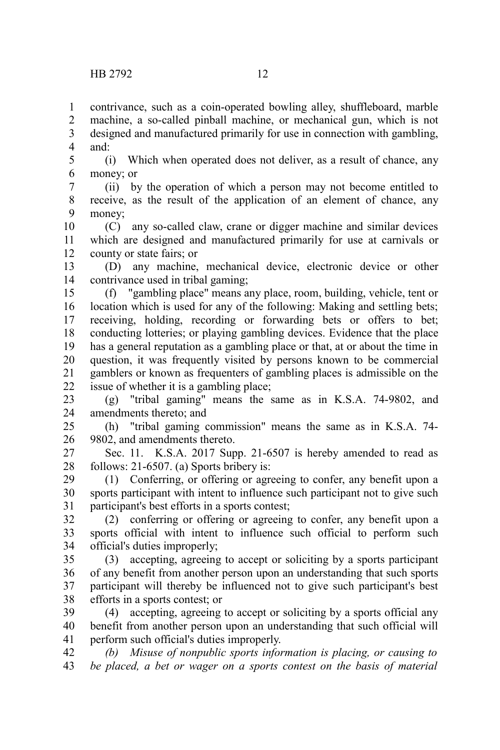contrivance, such as a coin-operated bowling alley, shuffleboard, marble machine, a so-called pinball machine, or mechanical gun, which is not designed and manufactured primarily for use in connection with gambling, and:

(i) Which when operated does not deliver, as a result of chance, any money; or

(ii) by the operation of which a person may not become entitled to receive, as the result of the application of an element of chance, any money;

(C) any so-called claw, crane or digger machine and similar devices which are designed and manufactured primarily for use at carnivals or county or state fairs; or

(D) any machine, mechanical device, electronic device or other contrivance used in tribal gaming;

(f) "gambling place" means any place, room, building, vehicle, tent or location which is used for any of the following: Making and settling bets; receiving, holding, recording or forwarding bets or offers to bet; conducting lotteries; or playing gambling devices. Evidence that the place has a general reputation as a gambling place or that, at or about the time in question, it was frequently visited by persons known to be commercial gamblers or known as frequenters of gambling places is admissible on the issue of whether it is a gambling place;

(g) "tribal gaming" means the same as in K.S.A. 74-9802, and amendments thereto; and

(h) "tribal gaming commission" means the same as in K.S.A. 74-9802, and amendments thereto.

Sec. 11. K.S.A. 2017 Supp. 21-6507 is hereby amended to read as follows: 21-6507. (a) Sports bribery is:

(1) Conferring, or offering or agreeing to confer, any benefit upon a sports participant with intent to influence such participant not to give such participant's best efforts in a sports contest;

(2) conferring or offering or agreeing to confer, any benefit upon a sports official with intent to influence such official to perform such official's duties improperly;

(3) accepting, agreeing to accept or soliciting by a sports participant of any benefit from another person upon an understanding that such sports participant will thereby be influenced not to give such participant's best efforts in a sports contest; or

(4) accepting, agreeing to accept or soliciting by a sports official any benefit from another person upon an understanding that such official will perform such official's duties improperly.

*(b) Misuse of nonpublic sports information is placing, or causing to be placed, a bet or wager on a sports contest on the basis of material*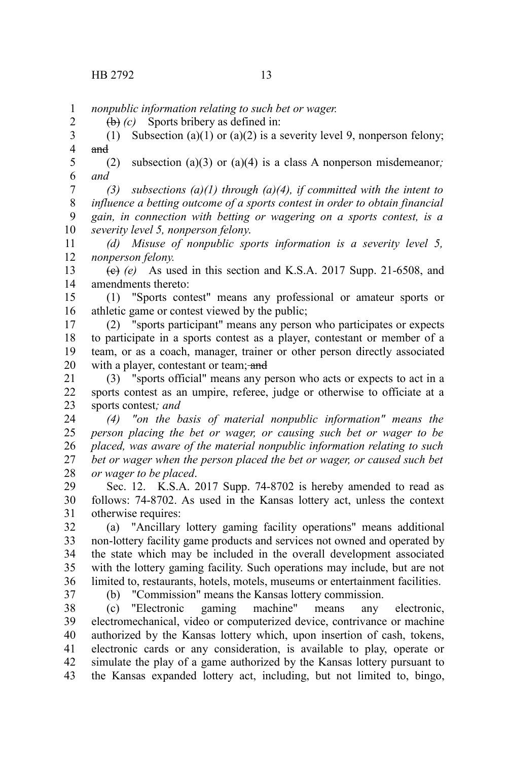*nonpublic information relating to such bet or wager.*

~~(b)~~ *(c)* Sports bribery as defined in:

(1) Subsection (a)(1) or (a)(2) is a severity level 9, nonperson felony; ~~and~~

(2) subsection (a)(3) or (a)(4) is a class A nonperson misdemeanor*; and*

*(3) subsections (a)(1) through (a)(4), if committed with the intent to influence a betting outcome of a sports contest in order to obtain financial gain, in connection with betting or wagering on a sports contest, is a severity level 5, nonperson felony.*

*(d) Misuse of nonpublic sports information is a severity level 5, nonperson felony.*

~~(c)~~ *(e)* As used in this section and K.S.A. 2017 Supp. 21-6508, and amendments thereto:

(1) "Sports contest" means any professional or amateur sports or athletic game or contest viewed by the public;

(2) "sports participant" means any person who participates or expects to participate in a sports contest as a player, contestant or member of a team, or as a coach, manager, trainer or other person directly associated with a player, contestant or team; ~~and~~

(3) "sports official" means any person who acts or expects to act in a sports contest as an umpire, referee, judge or otherwise to officiate at a sports contest*; and*

*(4) "on the basis of material nonpublic information" means the person placing the bet or wager, or causing such bet or wager to be placed, was aware of the material nonpublic information relating to such bet or wager when the person placed the bet or wager, or caused such bet or wager to be placed*.

Sec. 12. K.S.A. 2017 Supp. 74-8702 is hereby amended to read as follows: 74-8702. As used in the Kansas lottery act, unless the context otherwise requires:

(a) "Ancillary lottery gaming facility operations" means additional non-lottery facility game products and services not owned and operated by the state which may be included in the overall development associated with the lottery gaming facility. Such operations may include, but are not limited to, restaurants, hotels, motels, museums or entertainment facilities.

(b) "Commission" means the Kansas lottery commission.

(c) "Electronic gaming machine" means any electronic, electromechanical, video or computerized device, contrivance or machine authorized by the Kansas lottery which, upon insertion of cash, tokens, electronic cards or any consideration, is available to play, operate or simulate the play of a game authorized by the Kansas lottery pursuant to the Kansas expanded lottery act, including, but not limited to, bingo,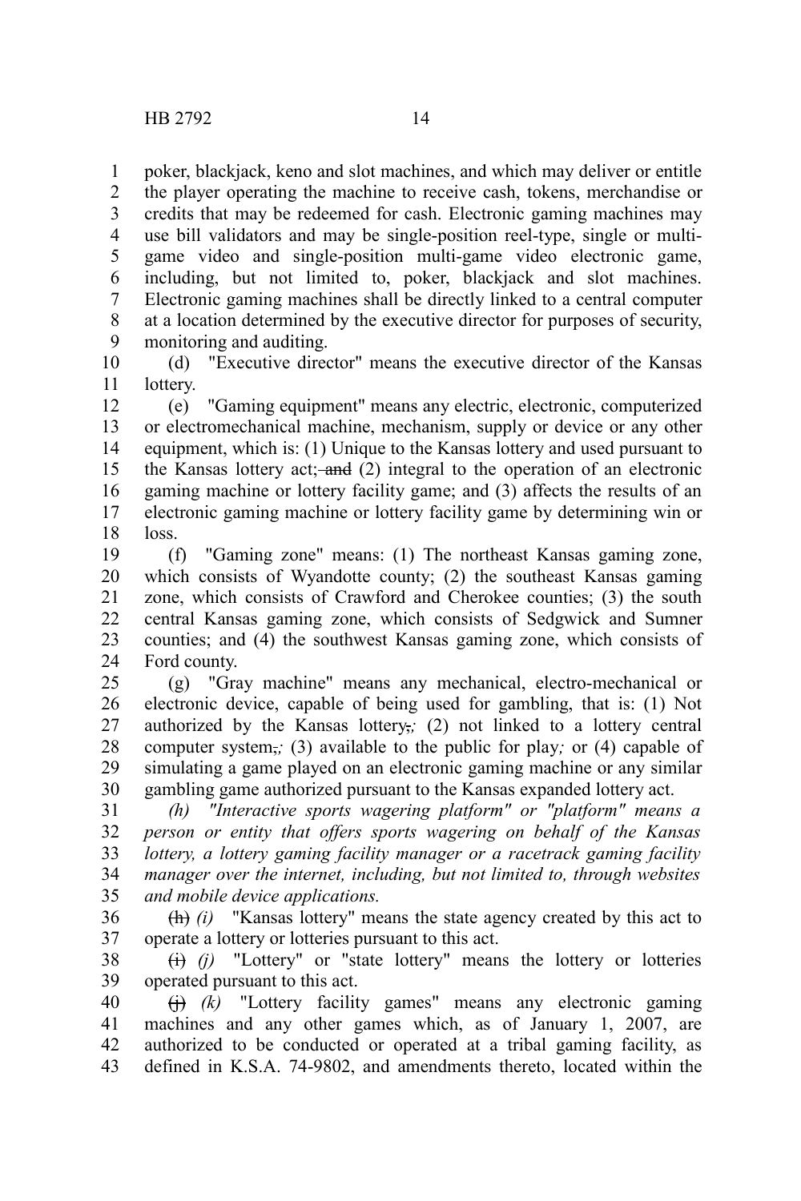poker, blackjack, keno and slot machines, and which may deliver or entitle the player operating the machine to receive cash, tokens, merchandise or credits that may be redeemed for cash. Electronic gaming machines may use bill validators and may be single-position reel-type, single or multi-game video and single-position multi-game video electronic game, including, but not limited to, poker, blackjack and slot machines. Electronic gaming machines shall be directly linked to a central computer at a location determined by the executive director for purposes of security, monitoring and auditing.

(d) "Executive director" means the executive director of the Kansas lottery.

(e) "Gaming equipment" means any electric, electronic, computerized or electromechanical machine, mechanism, supply or device or any other equipment, which is: (1) Unique to the Kansas lottery and used pursuant to the Kansas lottery act; ~~and~~ (2) integral to the operation of an electronic gaming machine or lottery facility game; and (3) affects the results of an electronic gaming machine or lottery facility game by determining win or loss.

(f) "Gaming zone" means: (1) The northeast Kansas gaming zone, which consists of Wyandotte county; (2) the southeast Kansas gaming zone, which consists of Crawford and Cherokee counties; (3) the south central Kansas gaming zone, which consists of Sedgwick and Sumner counties; and (4) the southwest Kansas gaming zone, which consists of Ford county.

(g) "Gray machine" means any mechanical, electro-mechanical or electronic device, capable of being used for gambling, that is: (1) Not authorized by the Kansas lottery~~,~~*;* (2) not linked to a lottery central computer system~~,~~*;* (3) available to the public for play*;* or (4) capable of simulating a game played on an electronic gaming machine or any similar gambling game authorized pursuant to the Kansas expanded lottery act.

*(h) "Interactive sports wagering platform" or "platform" means a person or entity that offers sports wagering on behalf of the Kansas lottery, a lottery gaming facility manager or a racetrack gaming facility manager over the internet, including, but not limited to, through websites and mobile device applications.*

~~(h)~~ *(i)* "Kansas lottery" means the state agency created by this act to operate a lottery or lotteries pursuant to this act.

~~(i)~~ *(j)* "Lottery" or "state lottery" means the lottery or lotteries operated pursuant to this act.

~~(j)~~ *(k)* "Lottery facility games" means any electronic gaming machines and any other games which, as of January 1, 2007, are authorized to be conducted or operated at a tribal gaming facility, as defined in K.S.A. 74-9802, and amendments thereto, located within the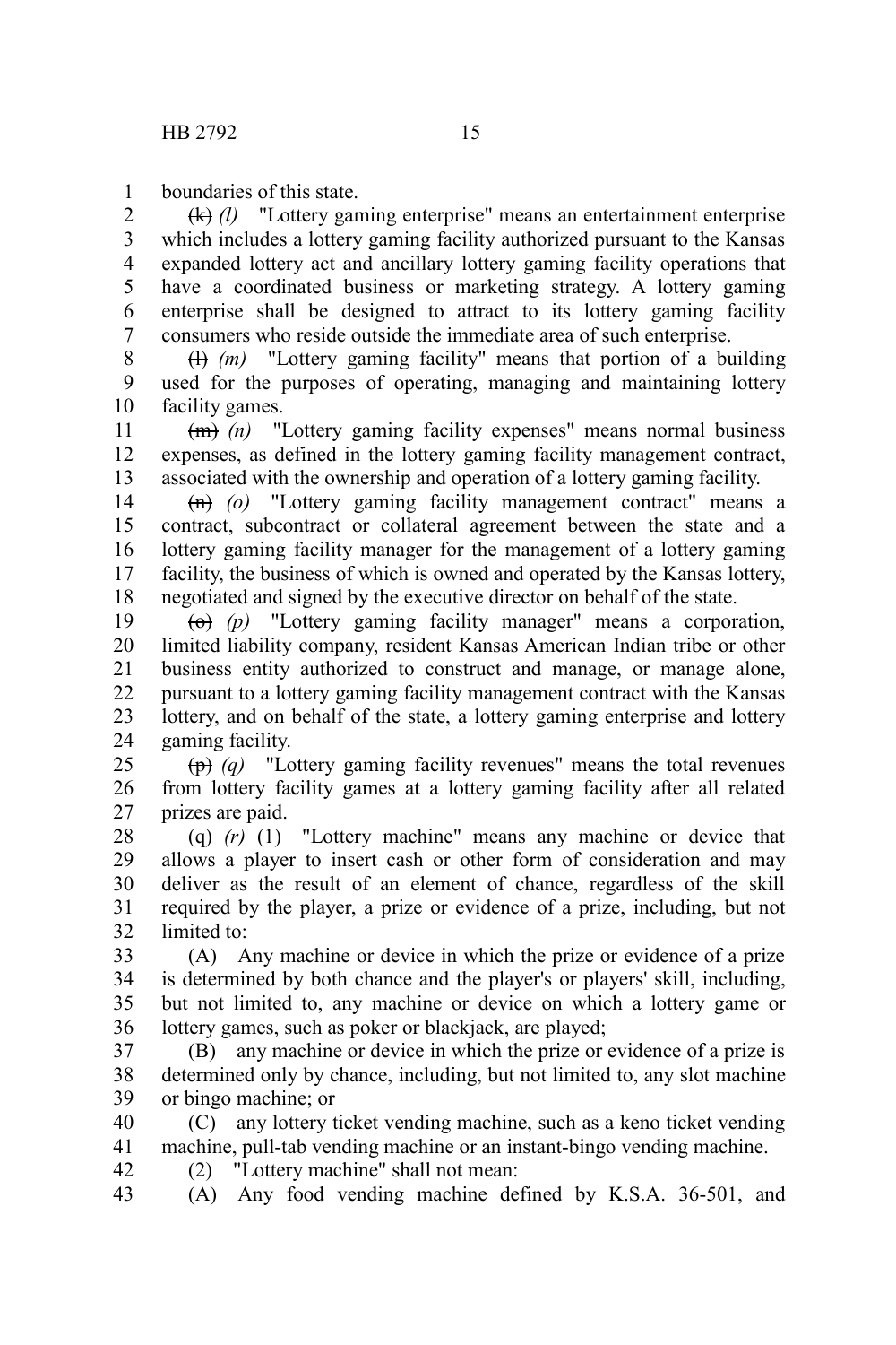boundaries of this state.

~~(k)~~ *(l)* "Lottery gaming enterprise" means an entertainment enterprise which includes a lottery gaming facility authorized pursuant to the Kansas expanded lottery act and ancillary lottery gaming facility operations that have a coordinated business or marketing strategy. A lottery gaming enterprise shall be designed to attract to its lottery gaming facility consumers who reside outside the immediate area of such enterprise.

~~(l)~~ *(m)* "Lottery gaming facility" means that portion of a building used for the purposes of operating, managing and maintaining lottery facility games.

~~(m)~~ *(n)* "Lottery gaming facility expenses" means normal business expenses, as defined in the lottery gaming facility management contract, associated with the ownership and operation of a lottery gaming facility.

~~(n)~~ *(o)* "Lottery gaming facility management contract" means a contract, subcontract or collateral agreement between the state and a lottery gaming facility manager for the management of a lottery gaming facility, the business of which is owned and operated by the Kansas lottery, negotiated and signed by the executive director on behalf of the state.

~~(o)~~ *(p)* "Lottery gaming facility manager" means a corporation, limited liability company, resident Kansas American Indian tribe or other business entity authorized to construct and manage, or manage alone, pursuant to a lottery gaming facility management contract with the Kansas lottery, and on behalf of the state, a lottery gaming enterprise and lottery gaming facility.

~~(p)~~ *(q)* "Lottery gaming facility revenues" means the total revenues from lottery facility games at a lottery gaming facility after all related prizes are paid.

~~(q)~~ *(r)* (1) "Lottery machine" means any machine or device that allows a player to insert cash or other form of consideration and may deliver as the result of an element of chance, regardless of the skill required by the player, a prize or evidence of a prize, including, but not limited to:

(A) Any machine or device in which the prize or evidence of a prize is determined by both chance and the player's or players' skill, including, but not limited to, any machine or device on which a lottery game or lottery games, such as poker or blackjack, are played;

(B) any machine or device in which the prize or evidence of a prize is determined only by chance, including, but not limited to, any slot machine or bingo machine; or

(C) any lottery ticket vending machine, such as a keno ticket vending machine, pull-tab vending machine or an instant-bingo vending machine.

(2) "Lottery machine" shall not mean:

(A) Any food vending machine defined by K.S.A. 36-501, and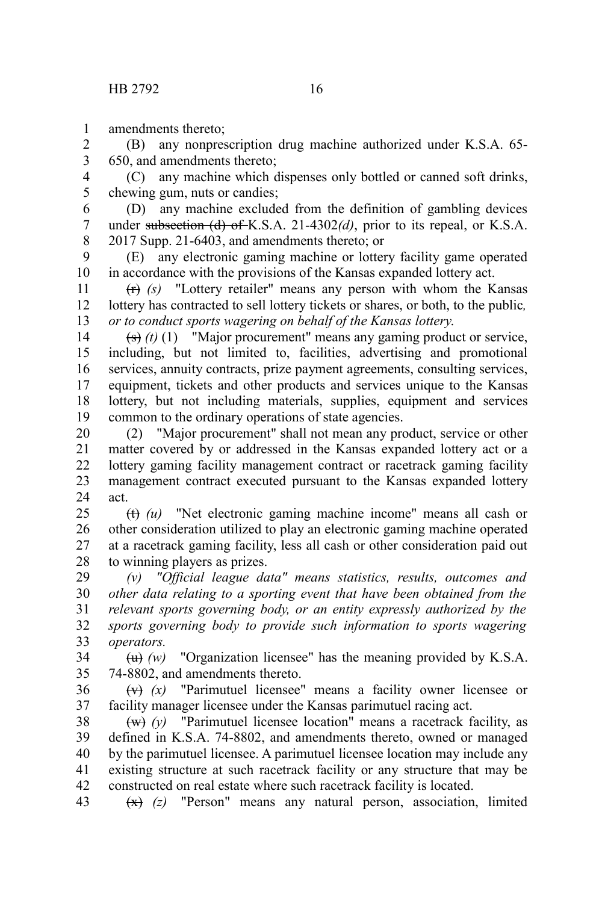amendments thereto;

(B) any nonprescription drug machine authorized under K.S.A. 65-650, and amendments thereto;

(C) any machine which dispenses only bottled or canned soft drinks, chewing gum, nuts or candies;

(D) any machine excluded from the definition of gambling devices under ~~subsection (d) of~~ K.S.A. 21-4302*(d)*, prior to its repeal, or K.S.A. 2017 Supp. 21-6403, and amendments thereto; or

(E) any electronic gaming machine or lottery facility game operated in accordance with the provisions of the Kansas expanded lottery act.

~~(r)~~ *(s)* "Lottery retailer" means any person with whom the Kansas lottery has contracted to sell lottery tickets or shares, or both, to the public*, or to conduct sports wagering on behalf of the Kansas lottery*.

~~(s)~~ *(t)* (1) "Major procurement" means any gaming product or service, including, but not limited to, facilities, advertising and promotional services, annuity contracts, prize payment agreements, consulting services, equipment, tickets and other products and services unique to the Kansas lottery, but not including materials, supplies, equipment and services common to the ordinary operations of state agencies.

(2) "Major procurement" shall not mean any product, service or other matter covered by or addressed in the Kansas expanded lottery act or a lottery gaming facility management contract or racetrack gaming facility management contract executed pursuant to the Kansas expanded lottery act.

~~(t)~~ *(u)* "Net electronic gaming machine income" means all cash or other consideration utilized to play an electronic gaming machine operated at a racetrack gaming facility, less all cash or other consideration paid out to winning players as prizes.

*(v) "Official league data" means statistics, results, outcomes and other data relating to a sporting event that have been obtained from the relevant sports governing body, or an entity expressly authorized by the sports governing body to provide such information to sports wagering operators.*

~~(u)~~ *(w)* "Organization licensee" has the meaning provided by K.S.A. 74-8802, and amendments thereto.

~~(v)~~ *(x)* "Parimutuel licensee" means a facility owner licensee or facility manager licensee under the Kansas parimutuel racing act.

~~(w)~~ *(y)* "Parimutuel licensee location" means a racetrack facility, as defined in K.S.A. 74-8802, and amendments thereto, owned or managed by the parimutuel licensee. A parimutuel licensee location may include any existing structure at such racetrack facility or any structure that may be constructed on real estate where such racetrack facility is located.

~~(x)~~ *(z)* "Person" means any natural person, association, limited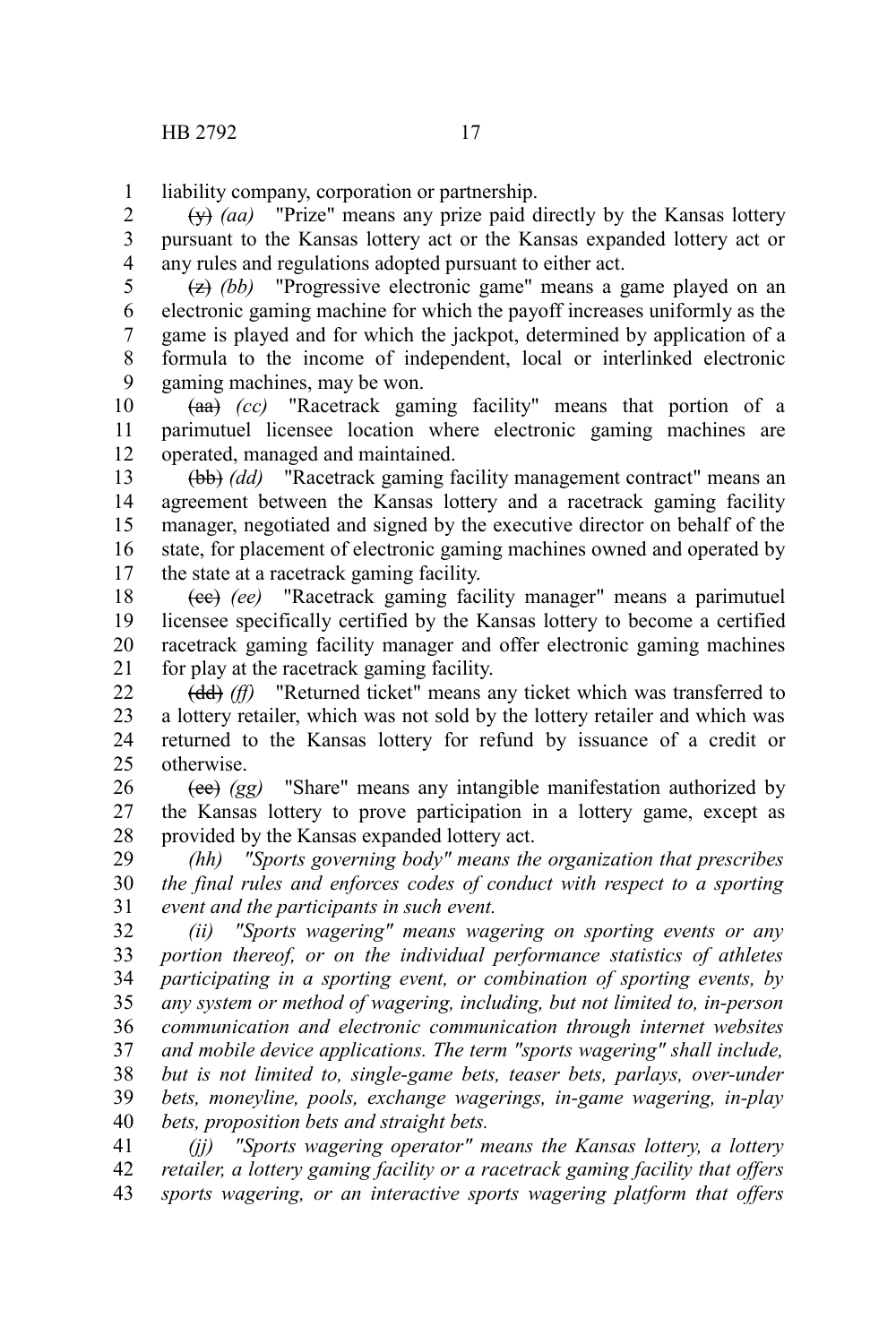liability company, corporation or partnership.

~~(y)~~ *(aa)* "Prize" means any prize paid directly by the Kansas lottery pursuant to the Kansas lottery act or the Kansas expanded lottery act or any rules and regulations adopted pursuant to either act.

~~(z)~~ *(bb)* "Progressive electronic game" means a game played on an electronic gaming machine for which the payoff increases uniformly as the game is played and for which the jackpot, determined by application of a formula to the income of independent, local or interlinked electronic gaming machines, may be won.

~~(aa)~~ *(cc)* "Racetrack gaming facility" means that portion of a parimutuel licensee location where electronic gaming machines are operated, managed and maintained.

~~(bb)~~ *(dd)* "Racetrack gaming facility management contract" means an agreement between the Kansas lottery and a racetrack gaming facility manager, negotiated and signed by the executive director on behalf of the state, for placement of electronic gaming machines owned and operated by the state at a racetrack gaming facility.

~~(cc)~~ *(ee)* "Racetrack gaming facility manager" means a parimutuel licensee specifically certified by the Kansas lottery to become a certified racetrack gaming facility manager and offer electronic gaming machines for play at the racetrack gaming facility.

~~(dd)~~ *(ff)* "Returned ticket" means any ticket which was transferred to a lottery retailer, which was not sold by the lottery retailer and which was returned to the Kansas lottery for refund by issuance of a credit or otherwise.

~~(ee)~~ *(gg)* "Share" means any intangible manifestation authorized by the Kansas lottery to prove participation in a lottery game, except as provided by the Kansas expanded lottery act.

*(hh) "Sports governing body" means the organization that prescribes the final rules and enforces codes of conduct with respect to a sporting event and the participants in such event.*

*(ii) "Sports wagering" means wagering on sporting events or any portion thereof, or on the individual performance statistics of athletes participating in a sporting event, or combination of sporting events, by any system or method of wagering, including, but not limited to, in-person communication and electronic communication through internet websites and mobile device applications. The term "sports wagering" shall include, but is not limited to, single-game bets, teaser bets, parlays, over-under bets, moneyline, pools, exchange wagerings, in-game wagering, in-play bets, proposition bets and straight bets.*

*(jj) "Sports wagering operator" means the Kansas lottery, a lottery retailer, a lottery gaming facility or a racetrack gaming facility that offers sports wagering, or an interactive sports wagering platform that offers*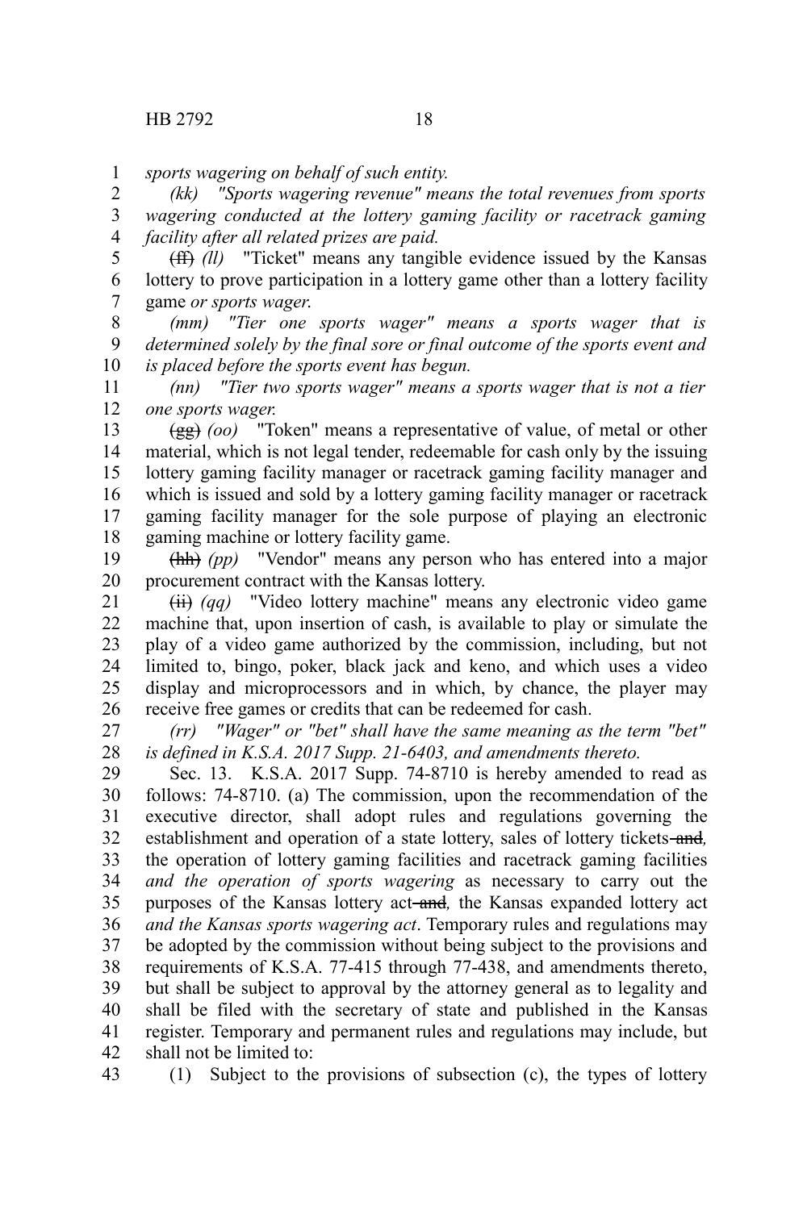*sports wagering on behalf of such entity.*

*(kk) "Sports wagering revenue" means the total revenues from sports wagering conducted at the lottery gaming facility or racetrack gaming facility after all related prizes are paid.*

~~(ff)~~ *(ll)* "Ticket" means any tangible evidence issued by the Kansas lottery to prove participation in a lottery game other than a lottery facility game *or sports wager*.

*(mm) "Tier one sports wager" means a sports wager that is determined solely by the final sore or final outcome of the sports event and is placed before the sports event has begun.*

*(nn) "Tier two sports wager" means a sports wager that is not a tier one sports wager.*

~~(gg)~~ *(oo)* "Token" means a representative of value, of metal or other material, which is not legal tender, redeemable for cash only by the issuing lottery gaming facility manager or racetrack gaming facility manager and which is issued and sold by a lottery gaming facility manager or racetrack gaming facility manager for the sole purpose of playing an electronic gaming machine or lottery facility game.

~~(hh)~~ *(pp)* "Vendor" means any person who has entered into a major procurement contract with the Kansas lottery.

~~(ii)~~ *(qq)* "Video lottery machine" means any electronic video game machine that, upon insertion of cash, is available to play or simulate the play of a video game authorized by the commission, including, but not limited to, bingo, poker, black jack and keno, and which uses a video display and microprocessors and in which, by chance, the player may receive free games or credits that can be redeemed for cash.

*(rr) "Wager" or "bet" shall have the same meaning as the term "bet" is defined in K.S.A. 2017 Supp. 21-6403, and amendments thereto.*

Sec. 13. K.S.A. 2017 Supp. 74-8710 is hereby amended to read as follows: 74-8710. (a) The commission, upon the recommendation of the executive director, shall adopt rules and regulations governing the establishment and operation of a state lottery, sales of lottery tickets ~~and~~*,* the operation of lottery gaming facilities and racetrack gaming facilities *and the operation of sports wagering* as necessary to carry out the purposes of the Kansas lottery act ~~and~~*,* the Kansas expanded lottery act *and the Kansas sports wagering act*. Temporary rules and regulations may be adopted by the commission without being subject to the provisions and requirements of K.S.A. 77-415 through 77-438, and amendments thereto, but shall be subject to approval by the attorney general as to legality and shall be filed with the secretary of state and published in the Kansas register. Temporary and permanent rules and regulations may include, but shall not be limited to:

(1) Subject to the provisions of subsection (c), the types of lottery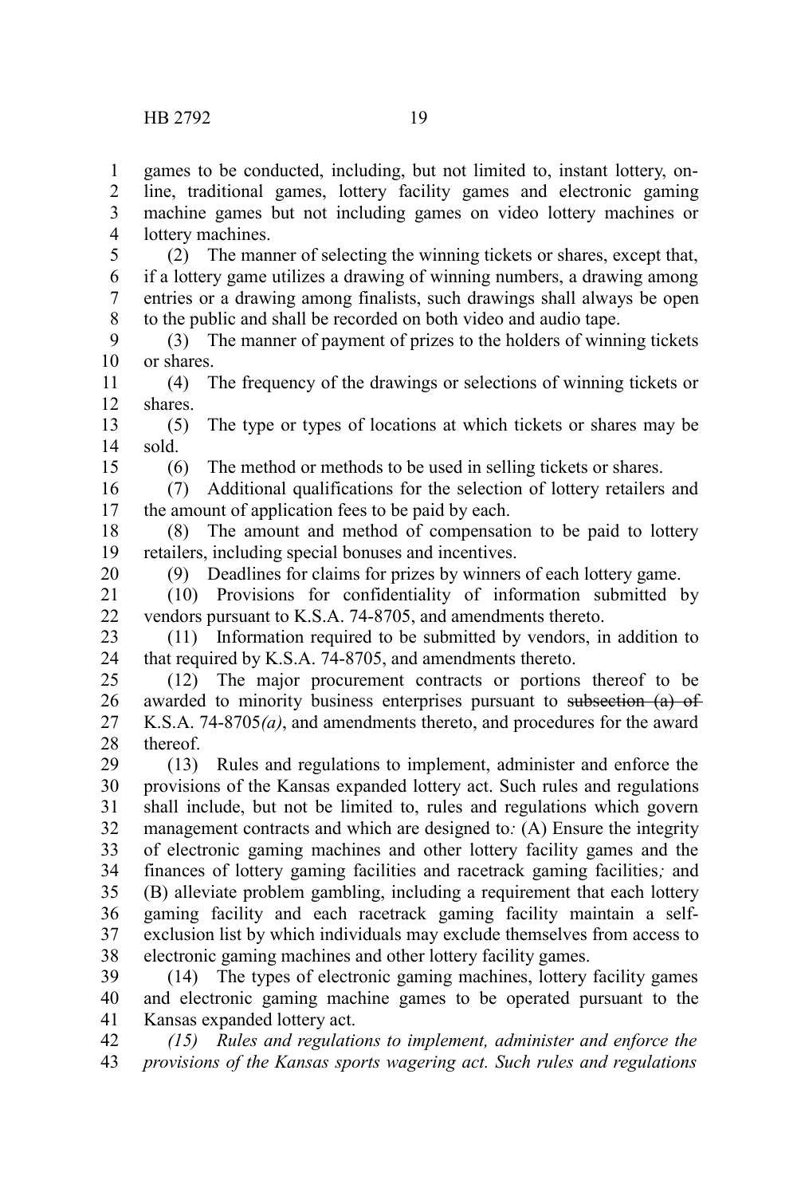games to be conducted, including, but not limited to, instant lottery, on-line, traditional games, lottery facility games and electronic gaming machine games but not including games on video lottery machines or lottery machines.

(2) The manner of selecting the winning tickets or shares, except that, if a lottery game utilizes a drawing of winning numbers, a drawing among entries or a drawing among finalists, such drawings shall always be open to the public and shall be recorded on both video and audio tape.

(3) The manner of payment of prizes to the holders of winning tickets or shares.

(4) The frequency of the drawings or selections of winning tickets or shares.

(5) The type or types of locations at which tickets or shares may be sold.

(6) The method or methods to be used in selling tickets or shares.

(7) Additional qualifications for the selection of lottery retailers and the amount of application fees to be paid by each.

(8) The amount and method of compensation to be paid to lottery retailers, including special bonuses and incentives.

(9) Deadlines for claims for prizes by winners of each lottery game.

(10) Provisions for confidentiality of information submitted by vendors pursuant to K.S.A. 74-8705, and amendments thereto.

(11) Information required to be submitted by vendors, in addition to that required by K.S.A. 74-8705, and amendments thereto.

(12) The major procurement contracts or portions thereof to be awarded to minority business enterprises pursuant to ~~subsection (a) of~~ K.S.A. 74-8705*(a)*, and amendments thereto, and procedures for the award thereof.

(13) Rules and regulations to implement, administer and enforce the provisions of the Kansas expanded lottery act. Such rules and regulations shall include, but not be limited to, rules and regulations which govern management contracts and which are designed to*:* (A) Ensure the integrity of electronic gaming machines and other lottery facility games and the finances of lottery gaming facilities and racetrack gaming facilities*;* and (B) alleviate problem gambling, including a requirement that each lottery gaming facility and each racetrack gaming facility maintain a self-exclusion list by which individuals may exclude themselves from access to electronic gaming machines and other lottery facility games.

(14) The types of electronic gaming machines, lottery facility games and electronic gaming machine games to be operated pursuant to the Kansas expanded lottery act.

*(15) Rules and regulations to implement, administer and enforce the provisions of the Kansas sports wagering act. Such rules and regulations*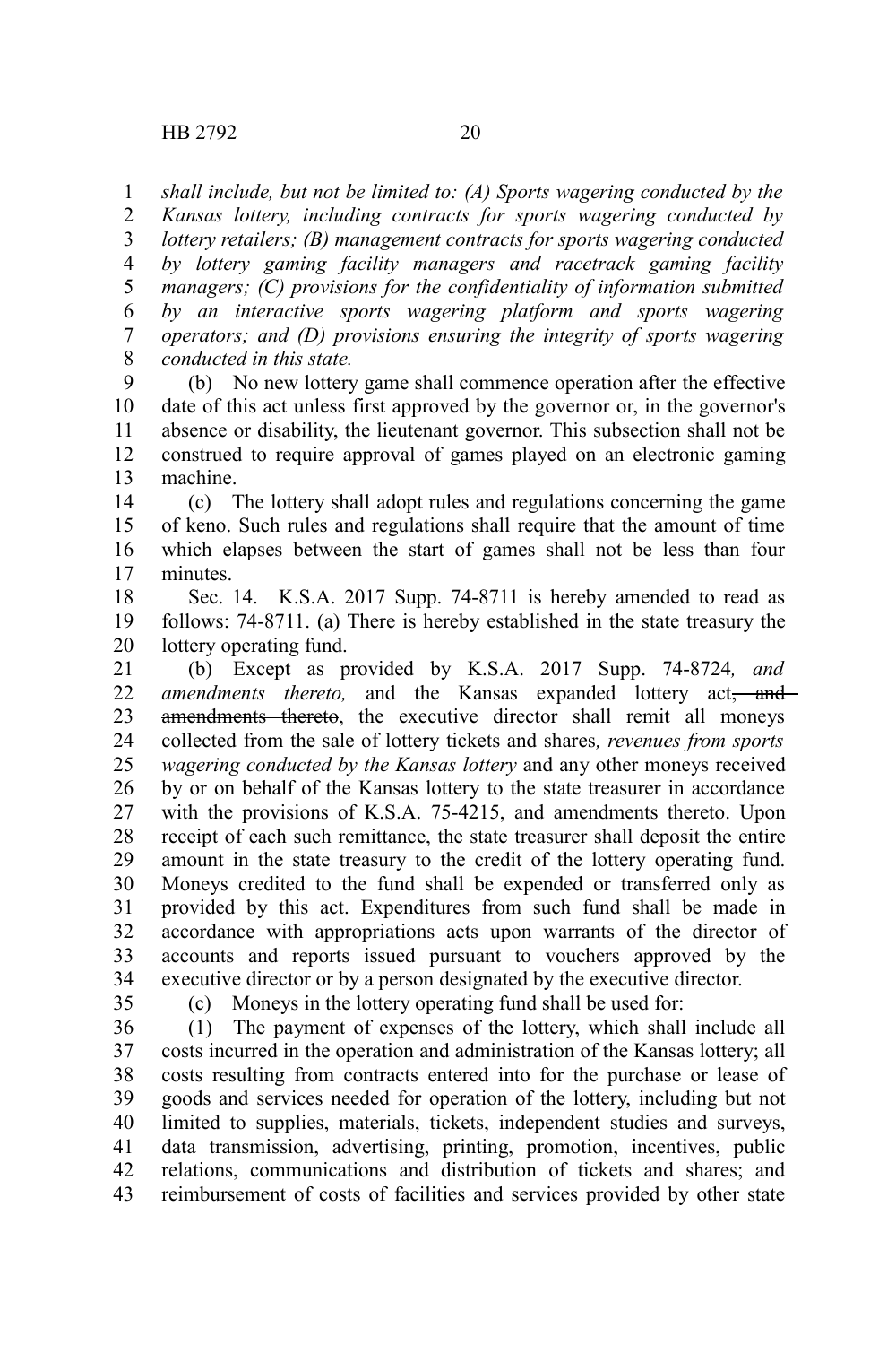*shall include, but not be limited to: (A) Sports wagering conducted by the Kansas lottery, including contracts for sports wagering conducted by lottery retailers; (B) management contracts for sports wagering conducted by lottery gaming facility managers and racetrack gaming facility managers; (C) provisions for the confidentiality of information submitted by an interactive sports wagering platform and sports wagering operators; and (D) provisions ensuring the integrity of sports wagering conducted in this state.*

(b) No new lottery game shall commence operation after the effective date of this act unless first approved by the governor or, in the governor's absence or disability, the lieutenant governor. This subsection shall not be construed to require approval of games played on an electronic gaming machine.

(c) The lottery shall adopt rules and regulations concerning the game of keno. Such rules and regulations shall require that the amount of time which elapses between the start of games shall not be less than four minutes.

Sec. 14. K.S.A. 2017 Supp. 74-8711 is hereby amended to read as follows: 74-8711. (a) There is hereby established in the state treasury the lottery operating fund.

(b) Except as provided by K.S.A. 2017 Supp. 74-8724*, and amendments thereto,* and the Kansas expanded lottery act~~, and amendments thereto~~, the executive director shall remit all moneys collected from the sale of lottery tickets and shares*, revenues from sports wagering conducted by the Kansas lottery* and any other moneys received by or on behalf of the Kansas lottery to the state treasurer in accordance with the provisions of K.S.A. 75-4215, and amendments thereto. Upon receipt of each such remittance, the state treasurer shall deposit the entire amount in the state treasury to the credit of the lottery operating fund. Moneys credited to the fund shall be expended or transferred only as provided by this act. Expenditures from such fund shall be made in accordance with appropriations acts upon warrants of the director of accounts and reports issued pursuant to vouchers approved by the executive director or by a person designated by the executive director.

(c) Moneys in the lottery operating fund shall be used for:

(1) The payment of expenses of the lottery, which shall include all costs incurred in the operation and administration of the Kansas lottery; all costs resulting from contracts entered into for the purchase or lease of goods and services needed for operation of the lottery, including but not limited to supplies, materials, tickets, independent studies and surveys, data transmission, advertising, printing, promotion, incentives, public relations, communications and distribution of tickets and shares; and reimbursement of costs of facilities and services provided by other state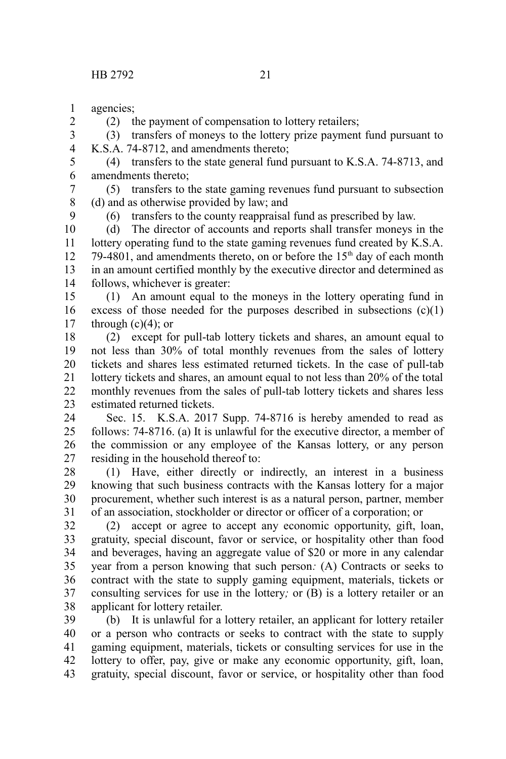agencies;

(2) the payment of compensation to lottery retailers;

(3) transfers of moneys to the lottery prize payment fund pursuant to K.S.A. 74-8712, and amendments thereto;

(4) transfers to the state general fund pursuant to K.S.A. 74-8713, and amendments thereto;

(5) transfers to the state gaming revenues fund pursuant to subsection (d) and as otherwise provided by law; and

(6) transfers to the county reappraisal fund as prescribed by law.

(d) The director of accounts and reports shall transfer moneys in the lottery operating fund to the state gaming revenues fund created by K.S.A. 79-4801, and amendments thereto, on or before the 15th day of each month in an amount certified monthly by the executive director and determined as follows, whichever is greater:

(1) An amount equal to the moneys in the lottery operating fund in excess of those needed for the purposes described in subsections (c)(1) through (c)(4); or

(2) except for pull-tab lottery tickets and shares, an amount equal to not less than 30% of total monthly revenues from the sales of lottery tickets and shares less estimated returned tickets. In the case of pull-tab lottery tickets and shares, an amount equal to not less than 20% of the total monthly revenues from the sales of pull-tab lottery tickets and shares less estimated returned tickets.

Sec. 15. K.S.A. 2017 Supp. 74-8716 is hereby amended to read as follows: 74-8716. (a) It is unlawful for the executive director, a member of the commission or any employee of the Kansas lottery, or any person residing in the household thereof to:

(1) Have, either directly or indirectly, an interest in a business knowing that such business contracts with the Kansas lottery for a major procurement, whether such interest is as a natural person, partner, member of an association, stockholder or director or officer of a corporation; or

(2) accept or agree to accept any economic opportunity, gift, loan, gratuity, special discount, favor or service, or hospitality other than food and beverages, having an aggregate value of $20 or more in any calendar year from a person knowing that such person*:* (A) Contracts or seeks to contract with the state to supply gaming equipment, materials, tickets or consulting services for use in the lottery*;* or (B) is a lottery retailer or an applicant for lottery retailer.

(b) It is unlawful for a lottery retailer, an applicant for lottery retailer or a person who contracts or seeks to contract with the state to supply gaming equipment, materials, tickets or consulting services for use in the lottery to offer, pay, give or make any economic opportunity, gift, loan, gratuity, special discount, favor or service, or hospitality other than food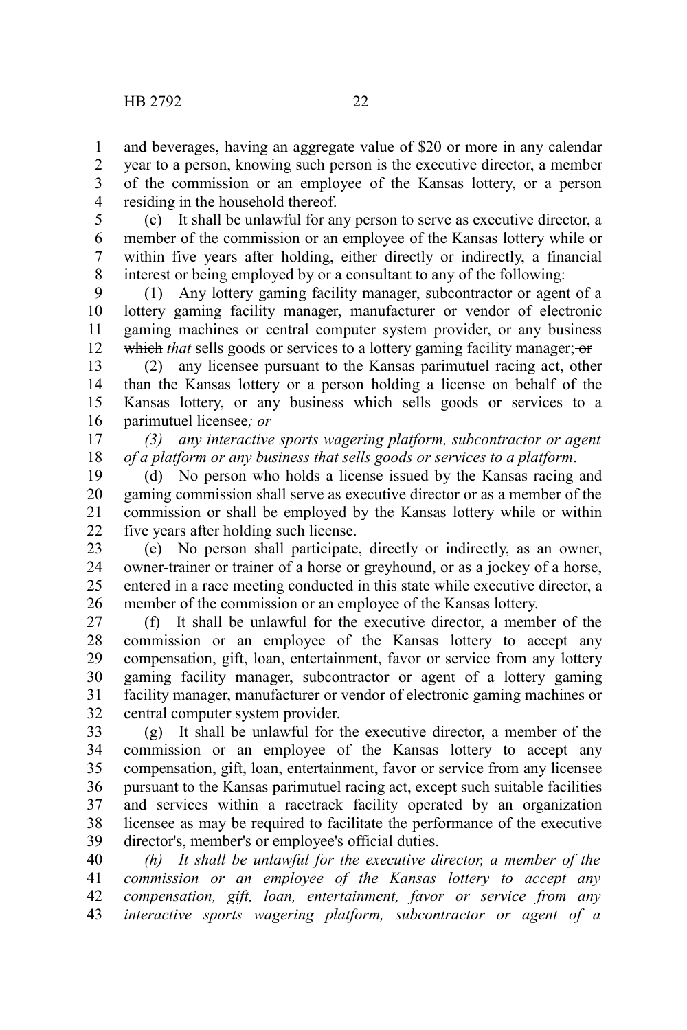and beverages, having an aggregate value of $20 or more in any calendar year to a person, knowing such person is the executive director, a member of the commission or an employee of the Kansas lottery, or a person residing in the household thereof.

(c) It shall be unlawful for any person to serve as executive director, a member of the commission or an employee of the Kansas lottery while or within five years after holding, either directly or indirectly, a financial interest or being employed by or a consultant to any of the following:

(1) Any lottery gaming facility manager, subcontractor or agent of a lottery gaming facility manager, manufacturer or vendor of electronic gaming machines or central computer system provider, or any business ~~which~~ *that* sells goods or services to a lottery gaming facility manager; ~~or~~

(2) any licensee pursuant to the Kansas parimutuel racing act, other than the Kansas lottery or a person holding a license on behalf of the Kansas lottery, or any business which sells goods or services to a parimutuel licensee*; or*

*(3) any interactive sports wagering platform, subcontractor or agent of a platform or any business that sells goods or services to a platform*.

(d) No person who holds a license issued by the Kansas racing and gaming commission shall serve as executive director or as a member of the commission or shall be employed by the Kansas lottery while or within five years after holding such license.

(e) No person shall participate, directly or indirectly, as an owner, owner-trainer or trainer of a horse or greyhound, or as a jockey of a horse, entered in a race meeting conducted in this state while executive director, a member of the commission or an employee of the Kansas lottery.

(f) It shall be unlawful for the executive director, a member of the commission or an employee of the Kansas lottery to accept any compensation, gift, loan, entertainment, favor or service from any lottery gaming facility manager, subcontractor or agent of a lottery gaming facility manager, manufacturer or vendor of electronic gaming machines or central computer system provider.

(g) It shall be unlawful for the executive director, a member of the commission or an employee of the Kansas lottery to accept any compensation, gift, loan, entertainment, favor or service from any licensee pursuant to the Kansas parimutuel racing act, except such suitable facilities and services within a racetrack facility operated by an organization licensee as may be required to facilitate the performance of the executive director's, member's or employee's official duties.

*(h) It shall be unlawful for the executive director, a member of the commission or an employee of the Kansas lottery to accept any compensation, gift, loan, entertainment, favor or service from any interactive sports wagering platform, subcontractor or agent of a*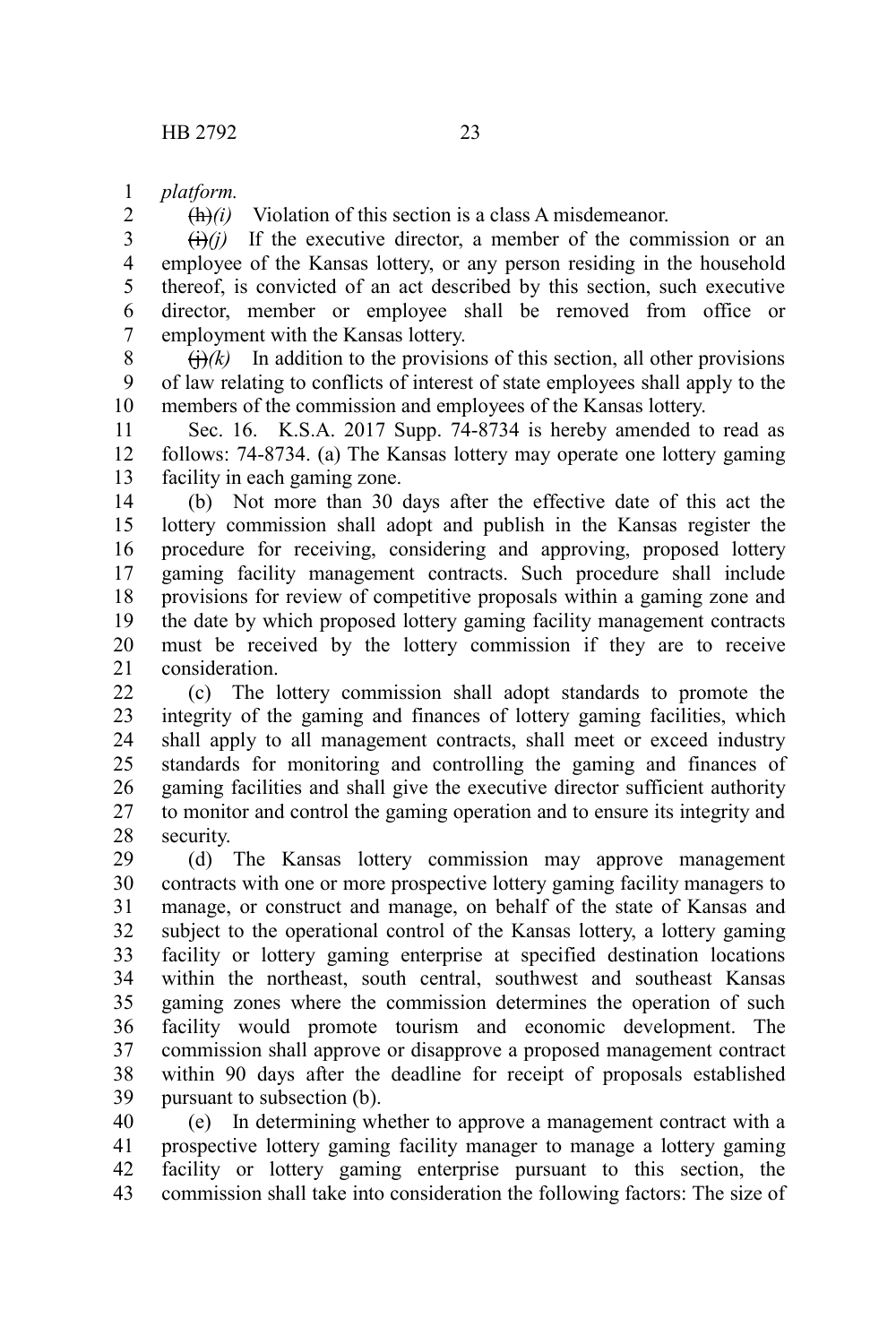*platform.*

~~(h)~~*(i)* Violation of this section is a class A misdemeanor.

~~(i)~~*(j)* If the executive director, a member of the commission or an employee of the Kansas lottery, or any person residing in the household thereof, is convicted of an act described by this section, such executive director, member or employee shall be removed from office or employment with the Kansas lottery.

~~(j)~~*(k)* In addition to the provisions of this section, all other provisions of law relating to conflicts of interest of state employees shall apply to the members of the commission and employees of the Kansas lottery.

Sec. 16. K.S.A. 2017 Supp. 74-8734 is hereby amended to read as follows: 74-8734. (a) The Kansas lottery may operate one lottery gaming facility in each gaming zone.

(b) Not more than 30 days after the effective date of this act the lottery commission shall adopt and publish in the Kansas register the procedure for receiving, considering and approving, proposed lottery gaming facility management contracts. Such procedure shall include provisions for review of competitive proposals within a gaming zone and the date by which proposed lottery gaming facility management contracts must be received by the lottery commission if they are to receive consideration.

(c) The lottery commission shall adopt standards to promote the integrity of the gaming and finances of lottery gaming facilities, which shall apply to all management contracts, shall meet or exceed industry standards for monitoring and controlling the gaming and finances of gaming facilities and shall give the executive director sufficient authority to monitor and control the gaming operation and to ensure its integrity and security.

(d) The Kansas lottery commission may approve management contracts with one or more prospective lottery gaming facility managers to manage, or construct and manage, on behalf of the state of Kansas and subject to the operational control of the Kansas lottery, a lottery gaming facility or lottery gaming enterprise at specified destination locations within the northeast, south central, southwest and southeast Kansas gaming zones where the commission determines the operation of such facility would promote tourism and economic development. The commission shall approve or disapprove a proposed management contract within 90 days after the deadline for receipt of proposals established pursuant to subsection (b).

(e) In determining whether to approve a management contract with a prospective lottery gaming facility manager to manage a lottery gaming facility or lottery gaming enterprise pursuant to this section, the commission shall take into consideration the following factors: The size of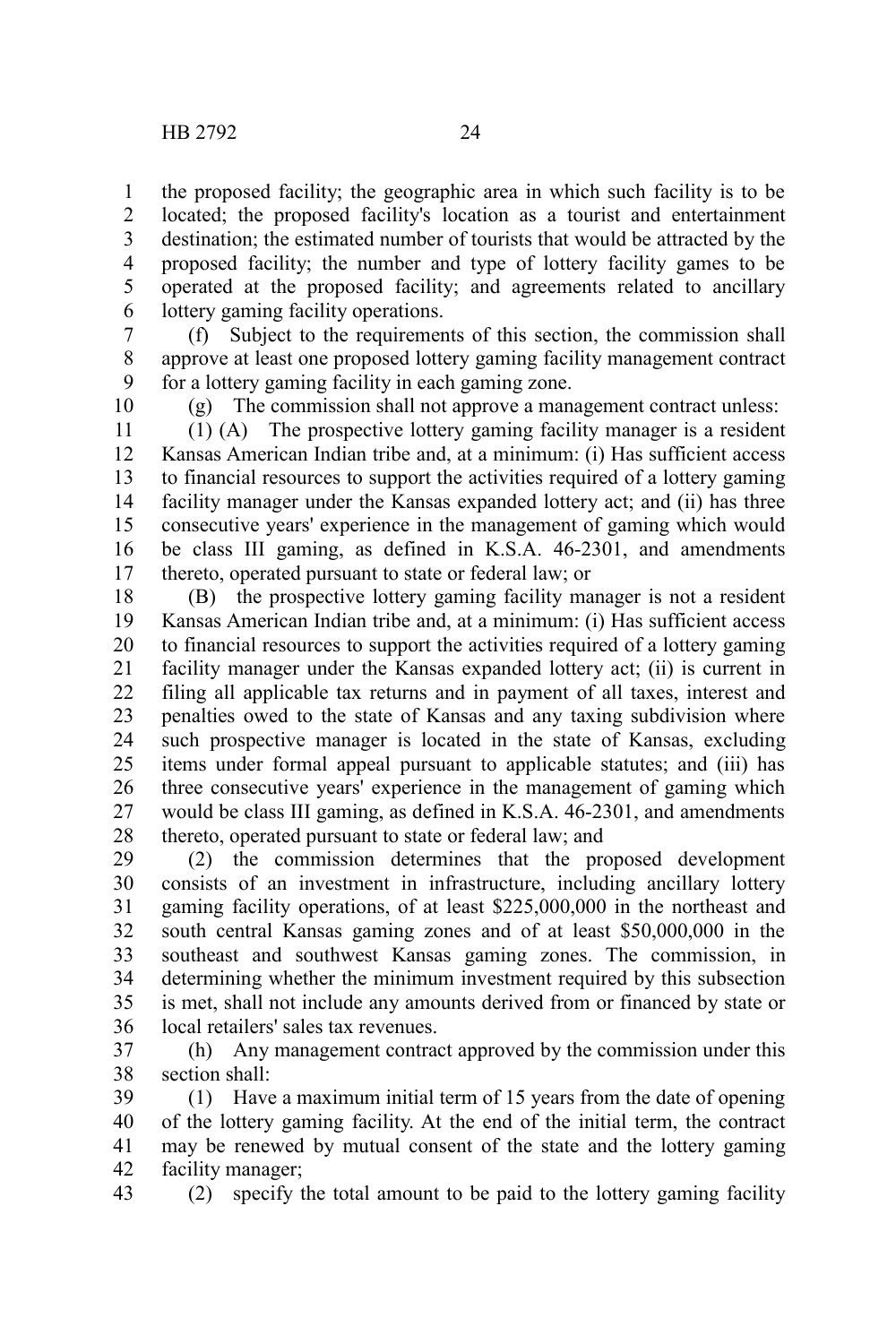the proposed facility; the geographic area in which such facility is to be located; the proposed facility's location as a tourist and entertainment destination; the estimated number of tourists that would be attracted by the proposed facility; the number and type of lottery facility games to be operated at the proposed facility; and agreements related to ancillary lottery gaming facility operations.

(f) Subject to the requirements of this section, the commission shall approve at least one proposed lottery gaming facility management contract for a lottery gaming facility in each gaming zone.

(g) The commission shall not approve a management contract unless:

(1) (A) The prospective lottery gaming facility manager is a resident Kansas American Indian tribe and, at a minimum: (i) Has sufficient access to financial resources to support the activities required of a lottery gaming facility manager under the Kansas expanded lottery act; and (ii) has three consecutive years' experience in the management of gaming which would be class III gaming, as defined in K.S.A. 46-2301, and amendments thereto, operated pursuant to state or federal law; or

(B) the prospective lottery gaming facility manager is not a resident Kansas American Indian tribe and, at a minimum: (i) Has sufficient access to financial resources to support the activities required of a lottery gaming facility manager under the Kansas expanded lottery act; (ii) is current in filing all applicable tax returns and in payment of all taxes, interest and penalties owed to the state of Kansas and any taxing subdivision where such prospective manager is located in the state of Kansas, excluding items under formal appeal pursuant to applicable statutes; and (iii) has three consecutive years' experience in the management of gaming which would be class III gaming, as defined in K.S.A. 46-2301, and amendments thereto, operated pursuant to state or federal law; and

(2) the commission determines that the proposed development consists of an investment in infrastructure, including ancillary lottery gaming facility operations, of at least $225,000,000 in the northeast and south central Kansas gaming zones and of at least $50,000,000 in the southeast and southwest Kansas gaming zones. The commission, in determining whether the minimum investment required by this subsection is met, shall not include any amounts derived from or financed by state or local retailers' sales tax revenues.

(h) Any management contract approved by the commission under this section shall:

(1) Have a maximum initial term of 15 years from the date of opening of the lottery gaming facility. At the end of the initial term, the contract may be renewed by mutual consent of the state and the lottery gaming facility manager;

(2) specify the total amount to be paid to the lottery gaming facility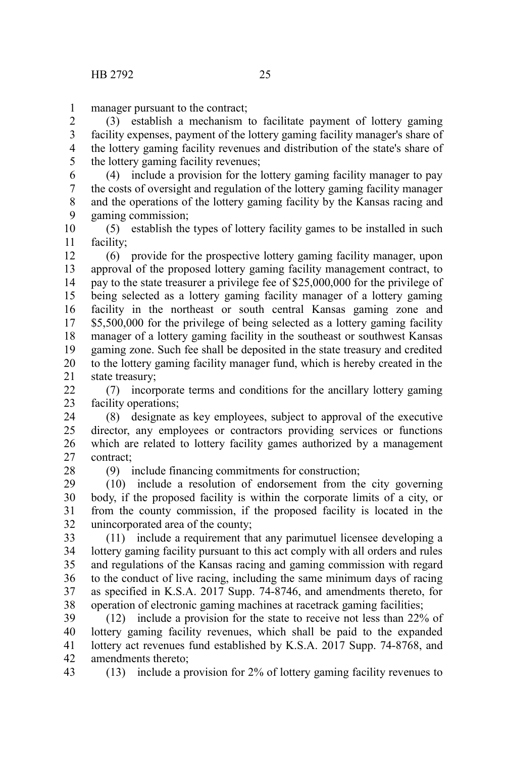manager pursuant to the contract;

(3) establish a mechanism to facilitate payment of lottery gaming facility expenses, payment of the lottery gaming facility manager's share of the lottery gaming facility revenues and distribution of the state's share of the lottery gaming facility revenues;

(4) include a provision for the lottery gaming facility manager to pay the costs of oversight and regulation of the lottery gaming facility manager and the operations of the lottery gaming facility by the Kansas racing and gaming commission;

(5) establish the types of lottery facility games to be installed in such facility;

(6) provide for the prospective lottery gaming facility manager, upon approval of the proposed lottery gaming facility management contract, to pay to the state treasurer a privilege fee of $25,000,000 for the privilege of being selected as a lottery gaming facility manager of a lottery gaming facility in the northeast or south central Kansas gaming zone and $5,500,000 for the privilege of being selected as a lottery gaming facility manager of a lottery gaming facility in the southeast or southwest Kansas gaming zone. Such fee shall be deposited in the state treasury and credited to the lottery gaming facility manager fund, which is hereby created in the state treasury;

(7) incorporate terms and conditions for the ancillary lottery gaming facility operations;

(8) designate as key employees, subject to approval of the executive director, any employees or contractors providing services or functions which are related to lottery facility games authorized by a management contract;

(9) include financing commitments for construction;

(10) include a resolution of endorsement from the city governing body, if the proposed facility is within the corporate limits of a city, or from the county commission, if the proposed facility is located in the unincorporated area of the county;

(11) include a requirement that any parimutuel licensee developing a lottery gaming facility pursuant to this act comply with all orders and rules and regulations of the Kansas racing and gaming commission with regard to the conduct of live racing, including the same minimum days of racing as specified in K.S.A. 2017 Supp. 74-8746, and amendments thereto, for operation of electronic gaming machines at racetrack gaming facilities;

(12) include a provision for the state to receive not less than 22% of lottery gaming facility revenues, which shall be paid to the expanded lottery act revenues fund established by K.S.A. 2017 Supp. 74-8768, and amendments thereto;

(13) include a provision for 2% of lottery gaming facility revenues to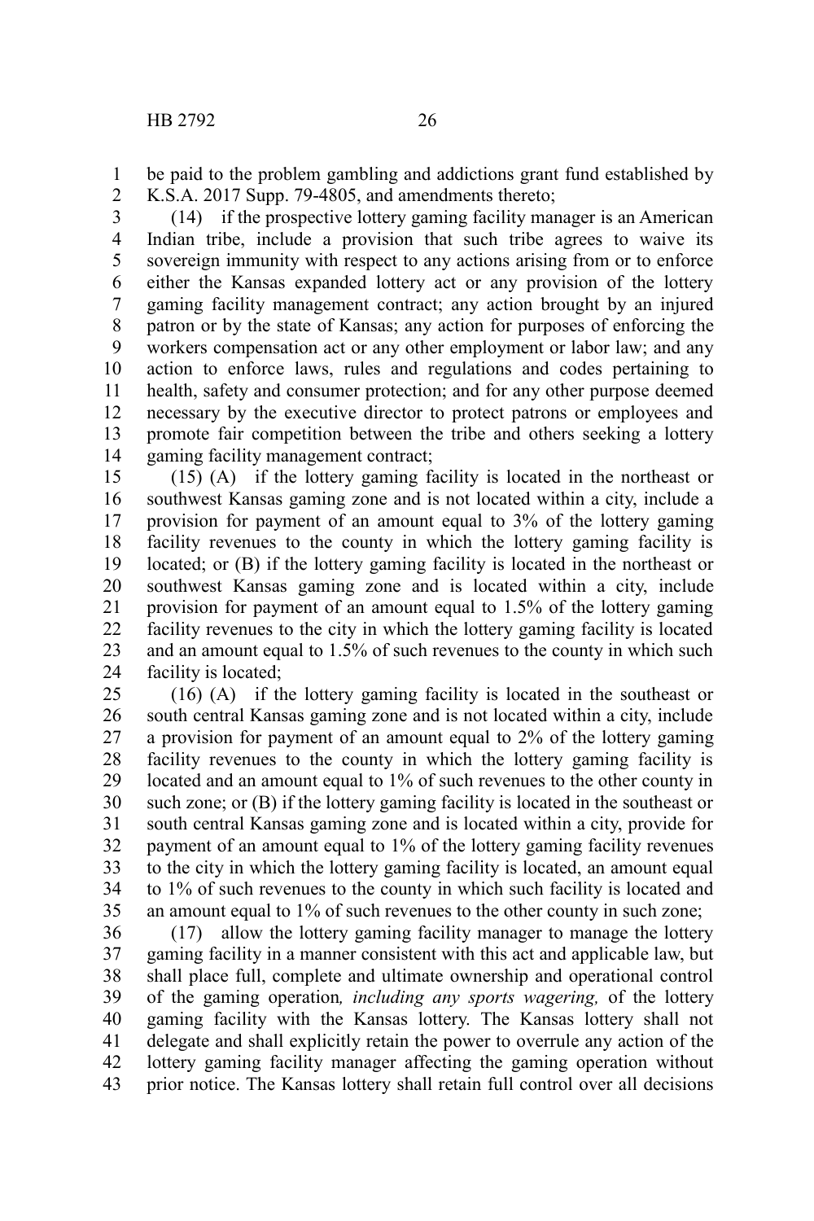be paid to the problem gambling and addictions grant fund established by K.S.A. 2017 Supp. 79-4805, and amendments thereto;

(14) if the prospective lottery gaming facility manager is an American Indian tribe, include a provision that such tribe agrees to waive its sovereign immunity with respect to any actions arising from or to enforce either the Kansas expanded lottery act or any provision of the lottery gaming facility management contract; any action brought by an injured patron or by the state of Kansas; any action for purposes of enforcing the workers compensation act or any other employment or labor law; and any action to enforce laws, rules and regulations and codes pertaining to health, safety and consumer protection; and for any other purpose deemed necessary by the executive director to protect patrons or employees and promote fair competition between the tribe and others seeking a lottery gaming facility management contract;

(15) (A) if the lottery gaming facility is located in the northeast or southwest Kansas gaming zone and is not located within a city, include a provision for payment of an amount equal to 3% of the lottery gaming facility revenues to the county in which the lottery gaming facility is located; or (B) if the lottery gaming facility is located in the northeast or southwest Kansas gaming zone and is located within a city, include provision for payment of an amount equal to 1.5% of the lottery gaming facility revenues to the city in which the lottery gaming facility is located and an amount equal to 1.5% of such revenues to the county in which such facility is located;

(16) (A) if the lottery gaming facility is located in the southeast or south central Kansas gaming zone and is not located within a city, include a provision for payment of an amount equal to 2% of the lottery gaming facility revenues to the county in which the lottery gaming facility is located and an amount equal to 1% of such revenues to the other county in such zone; or (B) if the lottery gaming facility is located in the southeast or south central Kansas gaming zone and is located within a city, provide for payment of an amount equal to 1% of the lottery gaming facility revenues to the city in which the lottery gaming facility is located, an amount equal to 1% of such revenues to the county in which such facility is located and an amount equal to 1% of such revenues to the other county in such zone;

(17) allow the lottery gaming facility manager to manage the lottery gaming facility in a manner consistent with this act and applicable law, but shall place full, complete and ultimate ownership and operational control of the gaming operation*, including any sports wagering,* of the lottery gaming facility with the Kansas lottery. The Kansas lottery shall not delegate and shall explicitly retain the power to overrule any action of the lottery gaming facility manager affecting the gaming operation without prior notice. The Kansas lottery shall retain full control over all decisions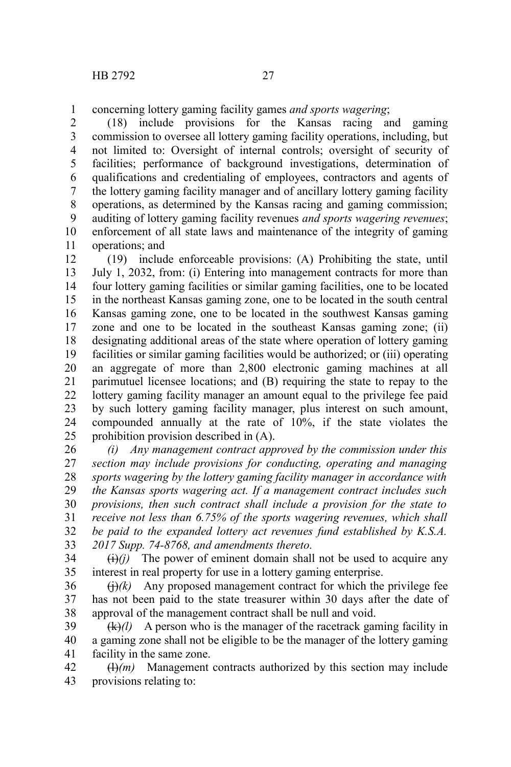concerning lottery gaming facility games *and sports wagering*;

(18) include provisions for the Kansas racing and gaming commission to oversee all lottery gaming facility operations, including, but not limited to: Oversight of internal controls; oversight of security of facilities; performance of background investigations, determination of qualifications and credentialing of employees, contractors and agents of the lottery gaming facility manager and of ancillary lottery gaming facility operations, as determined by the Kansas racing and gaming commission; auditing of lottery gaming facility revenues *and sports wagering revenues*; enforcement of all state laws and maintenance of the integrity of gaming operations; and

(19) include enforceable provisions: (A) Prohibiting the state, until July 1, 2032, from: (i) Entering into management contracts for more than four lottery gaming facilities or similar gaming facilities, one to be located in the northeast Kansas gaming zone, one to be located in the south central Kansas gaming zone, one to be located in the southwest Kansas gaming zone and one to be located in the southeast Kansas gaming zone; (ii) designating additional areas of the state where operation of lottery gaming facilities or similar gaming facilities would be authorized; or (iii) operating an aggregate of more than 2,800 electronic gaming machines at all parimutuel licensee locations; and (B) requiring the state to repay to the lottery gaming facility manager an amount equal to the privilege fee paid by such lottery gaming facility manager, plus interest on such amount, compounded annually at the rate of 10%, if the state violates the prohibition provision described in (A).

*(i) Any management contract approved by the commission under this section may include provisions for conducting, operating and managing sports wagering by the lottery gaming facility manager in accordance with the Kansas sports wagering act. If a management contract includes such provisions, then such contract shall include a provision for the state to receive not less than 6.75% of the sports wagering revenues, which shall be paid to the expanded lottery act revenues fund established by K.S.A. 2017 Supp. 74-8768, and amendments thereto.*

~~(i)~~*(j)* The power of eminent domain shall not be used to acquire any interest in real property for use in a lottery gaming enterprise.

~~(j)~~*(k)* Any proposed management contract for which the privilege fee has not been paid to the state treasurer within 30 days after the date of approval of the management contract shall be null and void.

~~(k)~~*(l)* A person who is the manager of the racetrack gaming facility in a gaming zone shall not be eligible to be the manager of the lottery gaming facility in the same zone.

~~(l)~~*(m)* Management contracts authorized by this section may include provisions relating to: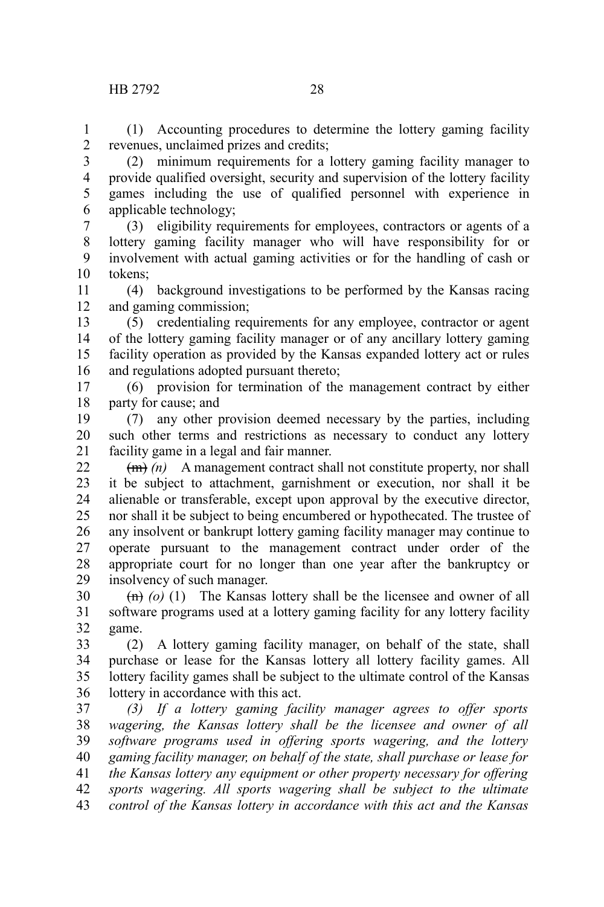(1) Accounting procedures to determine the lottery gaming facility revenues, unclaimed prizes and credits;

(2) minimum requirements for a lottery gaming facility manager to provide qualified oversight, security and supervision of the lottery facility games including the use of qualified personnel with experience in applicable technology;

(3) eligibility requirements for employees, contractors or agents of a lottery gaming facility manager who will have responsibility for or involvement with actual gaming activities or for the handling of cash or tokens;

(4) background investigations to be performed by the Kansas racing and gaming commission;

(5) credentialing requirements for any employee, contractor or agent of the lottery gaming facility manager or of any ancillary lottery gaming facility operation as provided by the Kansas expanded lottery act or rules and regulations adopted pursuant thereto;

(6) provision for termination of the management contract by either party for cause; and

(7) any other provision deemed necessary by the parties, including such other terms and restrictions as necessary to conduct any lottery facility game in a legal and fair manner.

~~(m)~~ *(n)* A management contract shall not constitute property, nor shall it be subject to attachment, garnishment or execution, nor shall it be alienable or transferable, except upon approval by the executive director, nor shall it be subject to being encumbered or hypothecated. The trustee of any insolvent or bankrupt lottery gaming facility manager may continue to operate pursuant to the management contract under order of the appropriate court for no longer than one year after the bankruptcy or insolvency of such manager.

~~(n)~~ *(o)* (1) The Kansas lottery shall be the licensee and owner of all software programs used at a lottery gaming facility for any lottery facility game.

(2) A lottery gaming facility manager, on behalf of the state, shall purchase or lease for the Kansas lottery all lottery facility games. All lottery facility games shall be subject to the ultimate control of the Kansas lottery in accordance with this act.

*(3) If a lottery gaming facility manager agrees to offer sports wagering, the Kansas lottery shall be the licensee and owner of all software programs used in offering sports wagering, and the lottery gaming facility manager, on behalf of the state, shall purchase or lease for the Kansas lottery any equipment or other property necessary for offering sports wagering. All sports wagering shall be subject to the ultimate control of the Kansas lottery in accordance with this act and the Kansas*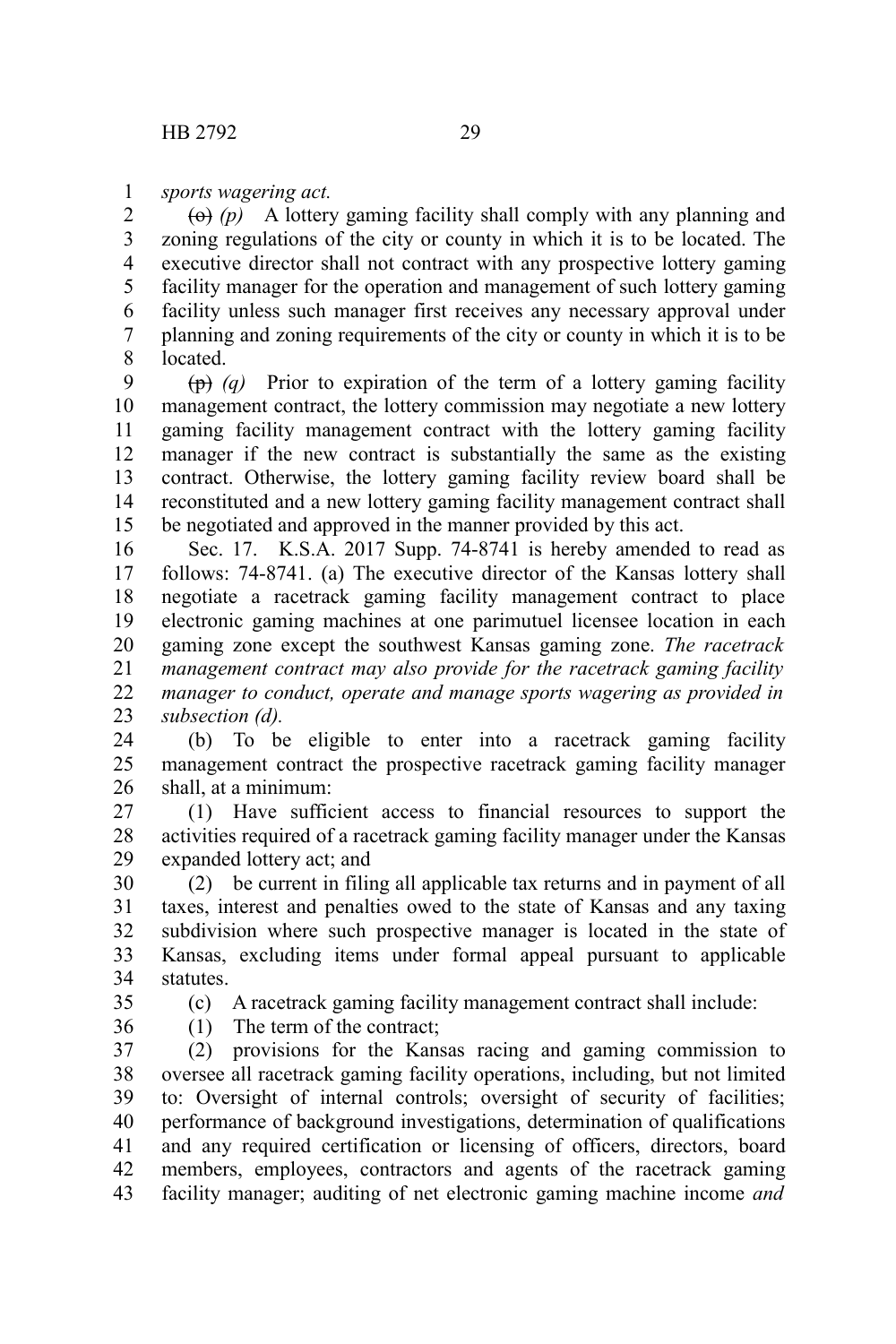*sports wagering act.*

~~(o)~~ *(p)* A lottery gaming facility shall comply with any planning and zoning regulations of the city or county in which it is to be located. The executive director shall not contract with any prospective lottery gaming facility manager for the operation and management of such lottery gaming facility unless such manager first receives any necessary approval under planning and zoning requirements of the city or county in which it is to be located.

~~(p)~~ *(q)* Prior to expiration of the term of a lottery gaming facility management contract, the lottery commission may negotiate a new lottery gaming facility management contract with the lottery gaming facility manager if the new contract is substantially the same as the existing contract. Otherwise, the lottery gaming facility review board shall be reconstituted and a new lottery gaming facility management contract shall be negotiated and approved in the manner provided by this act.

Sec. 17. K.S.A. 2017 Supp. 74-8741 is hereby amended to read as follows: 74-8741. (a) The executive director of the Kansas lottery shall negotiate a racetrack gaming facility management contract to place electronic gaming machines at one parimutuel licensee location in each gaming zone except the southwest Kansas gaming zone. *The racetrack management contract may also provide for the racetrack gaming facility manager to conduct, operate and manage sports wagering as provided in subsection (d).*

(b) To be eligible to enter into a racetrack gaming facility management contract the prospective racetrack gaming facility manager shall, at a minimum:

(1) Have sufficient access to financial resources to support the activities required of a racetrack gaming facility manager under the Kansas expanded lottery act; and

(2) be current in filing all applicable tax returns and in payment of all taxes, interest and penalties owed to the state of Kansas and any taxing subdivision where such prospective manager is located in the state of Kansas, excluding items under formal appeal pursuant to applicable statutes.

(c) A racetrack gaming facility management contract shall include:

(1) The term of the contract;

(2) provisions for the Kansas racing and gaming commission to oversee all racetrack gaming facility operations, including, but not limited to: Oversight of internal controls; oversight of security of facilities; performance of background investigations, determination of qualifications and any required certification or licensing of officers, directors, board members, employees, contractors and agents of the racetrack gaming facility manager; auditing of net electronic gaming machine income *and*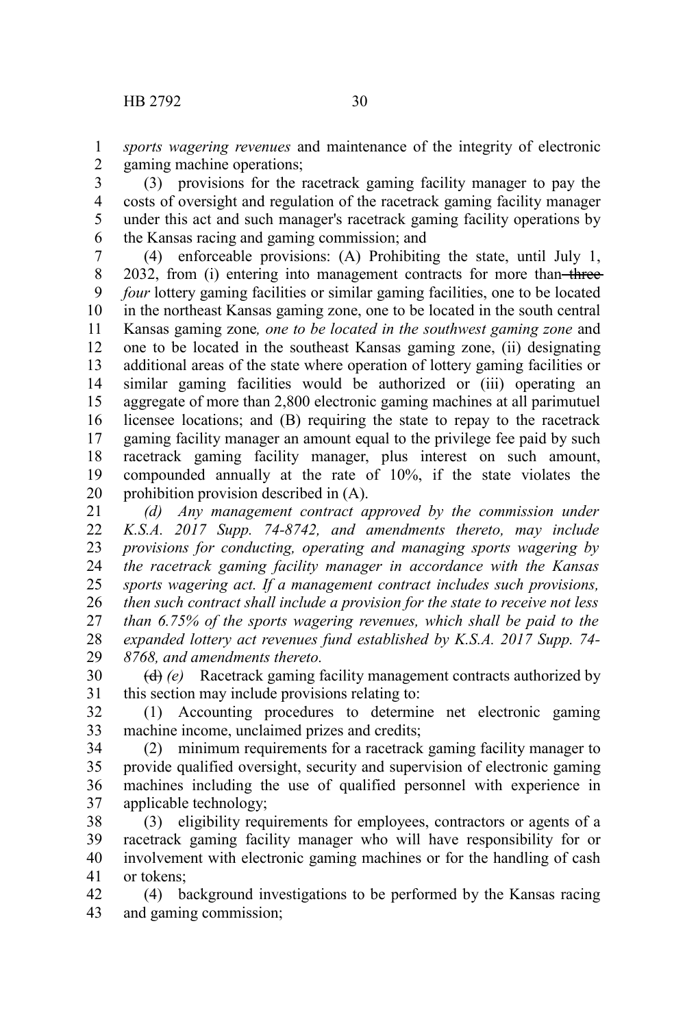*sports wagering revenues* and maintenance of the integrity of electronic gaming machine operations;

(3) provisions for the racetrack gaming facility manager to pay the costs of oversight and regulation of the racetrack gaming facility manager under this act and such manager's racetrack gaming facility operations by the Kansas racing and gaming commission; and

(4) enforceable provisions: (A) Prohibiting the state, until July 1, 2032, from (i) entering into management contracts for more than ~~three~~ *four* lottery gaming facilities or similar gaming facilities, one to be located in the northeast Kansas gaming zone, one to be located in the south central Kansas gaming zone*, one to be located in the southwest gaming zone* and one to be located in the southeast Kansas gaming zone, (ii) designating additional areas of the state where operation of lottery gaming facilities or similar gaming facilities would be authorized or (iii) operating an aggregate of more than 2,800 electronic gaming machines at all parimutuel licensee locations; and (B) requiring the state to repay to the racetrack gaming facility manager an amount equal to the privilege fee paid by such racetrack gaming facility manager, plus interest on such amount, compounded annually at the rate of 10%, if the state violates the prohibition provision described in (A).

*(d) Any management contract approved by the commission under K.S.A. 2017 Supp. 74-8742, and amendments thereto, may include provisions for conducting, operating and managing sports wagering by the racetrack gaming facility manager in accordance with the Kansas sports wagering act. If a management contract includes such provisions, then such contract shall include a provision for the state to receive not less than 6.75% of the sports wagering revenues, which shall be paid to the expanded lottery act revenues fund established by K.S.A. 2017 Supp. 74-8768, and amendments thereto.*

~~(d)~~ *(e)* Racetrack gaming facility management contracts authorized by this section may include provisions relating to:

(1) Accounting procedures to determine net electronic gaming machine income, unclaimed prizes and credits;

(2) minimum requirements for a racetrack gaming facility manager to provide qualified oversight, security and supervision of electronic gaming machines including the use of qualified personnel with experience in applicable technology;

(3) eligibility requirements for employees, contractors or agents of a racetrack gaming facility manager who will have responsibility for or involvement with electronic gaming machines or for the handling of cash or tokens;

(4) background investigations to be performed by the Kansas racing and gaming commission;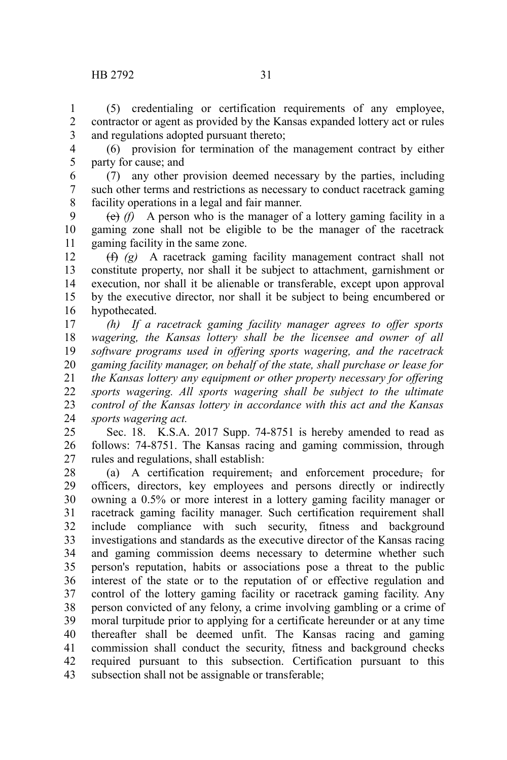(5) credentialing or certification requirements of any employee, contractor or agent as provided by the Kansas expanded lottery act or rules and regulations adopted pursuant thereto;

(6) provision for termination of the management contract by either party for cause; and

(7) any other provision deemed necessary by the parties, including such other terms and restrictions as necessary to conduct racetrack gaming facility operations in a legal and fair manner.

~~(e)~~ *(f)* A person who is the manager of a lottery gaming facility in a gaming zone shall not be eligible to be the manager of the racetrack gaming facility in the same zone.

~~(f)~~ *(g)* A racetrack gaming facility management contract shall not constitute property, nor shall it be subject to attachment, garnishment or execution, nor shall it be alienable or transferable, except upon approval by the executive director, nor shall it be subject to being encumbered or hypothecated.

*(h) If a racetrack gaming facility manager agrees to offer sports wagering, the Kansas lottery shall be the licensee and owner of all software programs used in offering sports wagering, and the racetrack gaming facility manager, on behalf of the state, shall purchase or lease for the Kansas lottery any equipment or other property necessary for offering sports wagering. All sports wagering shall be subject to the ultimate control of the Kansas lottery in accordance with this act and the Kansas sports wagering act.*

Sec. 18. K.S.A. 2017 Supp. 74-8751 is hereby amended to read as follows: 74-8751. The Kansas racing and gaming commission, through rules and regulations, shall establish:

(a) A certification requirement~~,~~ and enforcement procedure~~,~~ for officers, directors, key employees and persons directly or indirectly owning a 0.5% or more interest in a lottery gaming facility manager or racetrack gaming facility manager. Such certification requirement shall include compliance with such security, fitness and background investigations and standards as the executive director of the Kansas racing and gaming commission deems necessary to determine whether such person's reputation, habits or associations pose a threat to the public interest of the state or to the reputation of or effective regulation and control of the lottery gaming facility or racetrack gaming facility. Any person convicted of any felony, a crime involving gambling or a crime of moral turpitude prior to applying for a certificate hereunder or at any time thereafter shall be deemed unfit. The Kansas racing and gaming commission shall conduct the security, fitness and background checks required pursuant to this subsection. Certification pursuant to this subsection shall not be assignable or transferable;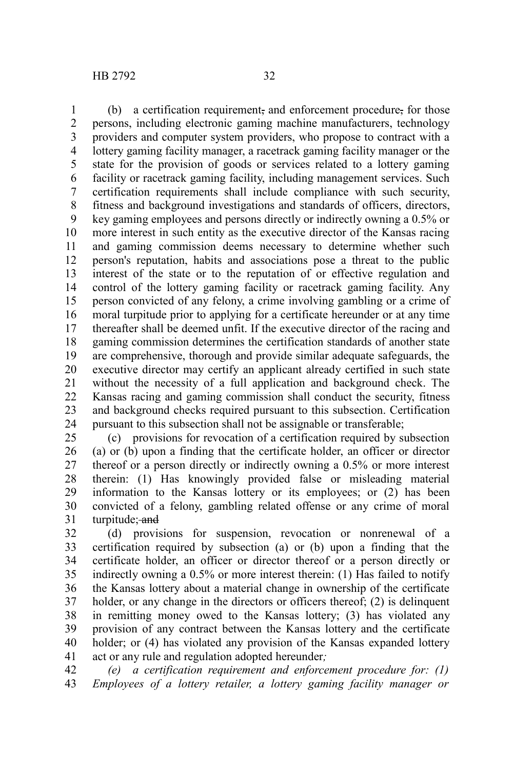(b) a certification requirement~~,~~ and enforcement procedure~~,~~ for those persons, including electronic gaming machine manufacturers, technology providers and computer system providers, who propose to contract with a lottery gaming facility manager, a racetrack gaming facility manager or the state for the provision of goods or services related to a lottery gaming facility or racetrack gaming facility, including management services. Such certification requirements shall include compliance with such security, fitness and background investigations and standards of officers, directors, key gaming employees and persons directly or indirectly owning a 0.5% or more interest in such entity as the executive director of the Kansas racing and gaming commission deems necessary to determine whether such person's reputation, habits and associations pose a threat to the public interest of the state or to the reputation of or effective regulation and control of the lottery gaming facility or racetrack gaming facility. Any person convicted of any felony, a crime involving gambling or a crime of moral turpitude prior to applying for a certificate hereunder or at any time thereafter shall be deemed unfit. If the executive director of the racing and gaming commission determines the certification standards of another state are comprehensive, thorough and provide similar adequate safeguards, the executive director may certify an applicant already certified in such state without the necessity of a full application and background check. The Kansas racing and gaming commission shall conduct the security, fitness and background checks required pursuant to this subsection. Certification pursuant to this subsection shall not be assignable or transferable;

(c) provisions for revocation of a certification required by subsection (a) or (b) upon a finding that the certificate holder, an officer or director thereof or a person directly or indirectly owning a 0.5% or more interest therein: (1) Has knowingly provided false or misleading material information to the Kansas lottery or its employees; or (2) has been convicted of a felony, gambling related offense or any crime of moral turpitude; ~~and~~

(d) provisions for suspension, revocation or nonrenewal of a certification required by subsection (a) or (b) upon a finding that the certificate holder, an officer or director thereof or a person directly or indirectly owning a 0.5% or more interest therein: (1) Has failed to notify the Kansas lottery about a material change in ownership of the certificate holder, or any change in the directors or officers thereof; (2) is delinquent in remitting money owed to the Kansas lottery; (3) has violated any provision of any contract between the Kansas lottery and the certificate holder; or (4) has violated any provision of the Kansas expanded lottery act or any rule and regulation adopted hereunder*;*

*(e) a certification requirement and enforcement procedure for: (1) Employees of a lottery retailer, a lottery gaming facility manager or*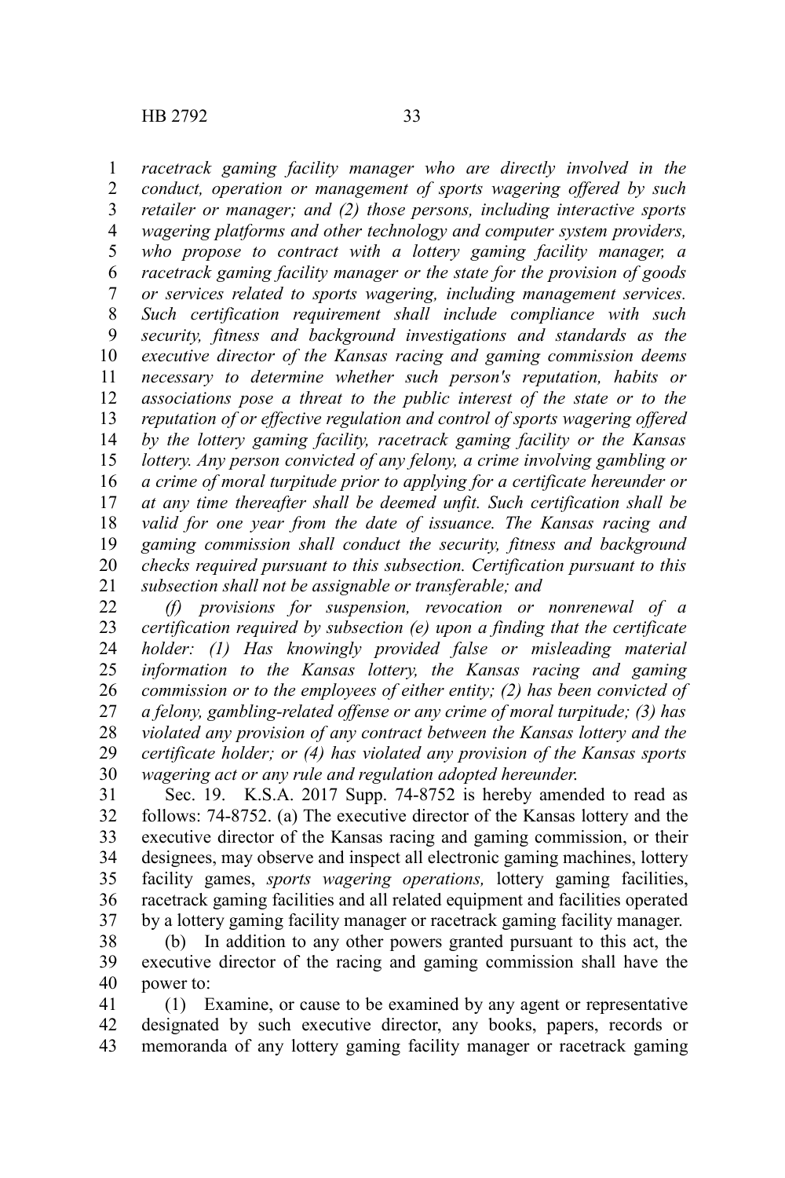*racetrack gaming facility manager who are directly involved in the conduct, operation or management of sports wagering offered by such retailer or manager; and (2) those persons, including interactive sports wagering platforms and other technology and computer system providers, who propose to contract with a lottery gaming facility manager, a racetrack gaming facility manager or the state for the provision of goods or services related to sports wagering, including management services. Such certification requirement shall include compliance with such security, fitness and background investigations and standards as the executive director of the Kansas racing and gaming commission deems necessary to determine whether such person's reputation, habits or associations pose a threat to the public interest of the state or to the reputation of or effective regulation and control of sports wagering offered by the lottery gaming facility, racetrack gaming facility or the Kansas lottery. Any person convicted of any felony, a crime involving gambling or a crime of moral turpitude prior to applying for a certificate hereunder or at any time thereafter shall be deemed unfit. Such certification shall be valid for one year from the date of issuance. The Kansas racing and gaming commission shall conduct the security, fitness and background checks required pursuant to this subsection. Certification pursuant to this subsection shall not be assignable or transferable; and*

*(f) provisions for suspension, revocation or nonrenewal of a certification required by subsection (e) upon a finding that the certificate holder: (1) Has knowingly provided false or misleading material information to the Kansas lottery, the Kansas racing and gaming commission or to the employees of either entity; (2) has been convicted of a felony, gambling-related offense or any crime of moral turpitude; (3) has violated any provision of any contract between the Kansas lottery and the certificate holder; or (4) has violated any provision of the Kansas sports wagering act or any rule and regulation adopted hereunder.*

Sec. 19. K.S.A. 2017 Supp. 74-8752 is hereby amended to read as follows: 74-8752. (a) The executive director of the Kansas lottery and the executive director of the Kansas racing and gaming commission, or their designees, may observe and inspect all electronic gaming machines, lottery facility games, *sports wagering operations,* lottery gaming facilities, racetrack gaming facilities and all related equipment and facilities operated by a lottery gaming facility manager or racetrack gaming facility manager.

(b) In addition to any other powers granted pursuant to this act, the executive director of the racing and gaming commission shall have the power to:

(1) Examine, or cause to be examined by any agent or representative designated by such executive director, any books, papers, records or memoranda of any lottery gaming facility manager or racetrack gaming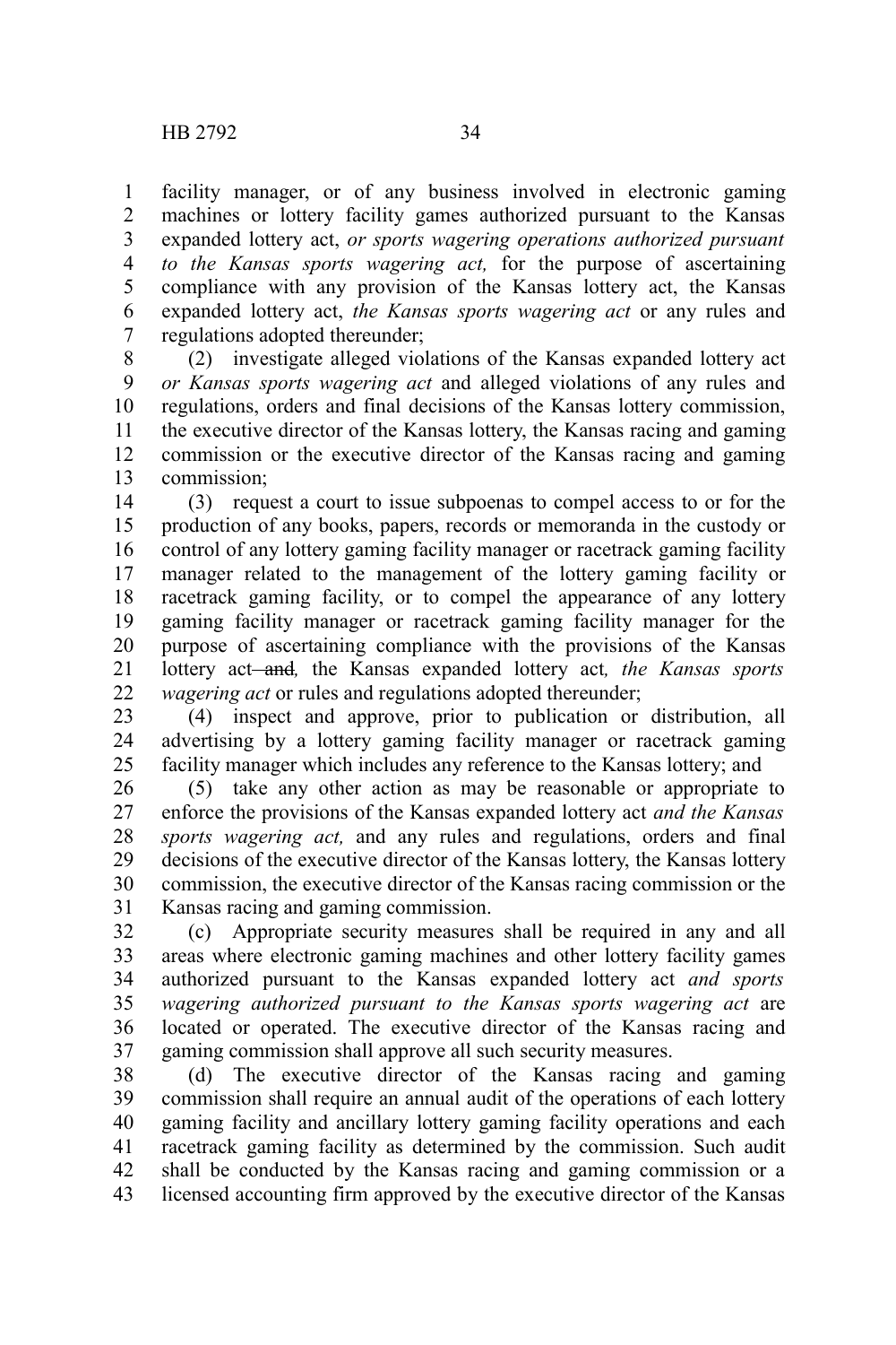facility manager, or of any business involved in electronic gaming machines or lottery facility games authorized pursuant to the Kansas expanded lottery act, *or sports wagering operations authorized pursuant to the Kansas sports wagering act,* for the purpose of ascertaining compliance with any provision of the Kansas lottery act, the Kansas expanded lottery act, *the Kansas sports wagering act* or any rules and regulations adopted thereunder;

(2) investigate alleged violations of the Kansas expanded lottery act *or Kansas sports wagering act* and alleged violations of any rules and regulations, orders and final decisions of the Kansas lottery commission, the executive director of the Kansas lottery, the Kansas racing and gaming commission or the executive director of the Kansas racing and gaming commission;

(3) request a court to issue subpoenas to compel access to or for the production of any books, papers, records or memoranda in the custody or control of any lottery gaming facility manager or racetrack gaming facility manager related to the management of the lottery gaming facility or racetrack gaming facility, or to compel the appearance of any lottery gaming facility manager or racetrack gaming facility manager for the purpose of ascertaining compliance with the provisions of the Kansas lottery act ~~and~~*,* the Kansas expanded lottery act*, the Kansas sports wagering act* or rules and regulations adopted thereunder;

(4) inspect and approve, prior to publication or distribution, all advertising by a lottery gaming facility manager or racetrack gaming facility manager which includes any reference to the Kansas lottery; and

(5) take any other action as may be reasonable or appropriate to enforce the provisions of the Kansas expanded lottery act *and the Kansas sports wagering act,* and any rules and regulations, orders and final decisions of the executive director of the Kansas lottery, the Kansas lottery commission, the executive director of the Kansas racing commission or the Kansas racing and gaming commission.

(c) Appropriate security measures shall be required in any and all areas where electronic gaming machines and other lottery facility games authorized pursuant to the Kansas expanded lottery act *and sports wagering authorized pursuant to the Kansas sports wagering act* are located or operated. The executive director of the Kansas racing and gaming commission shall approve all such security measures.

(d) The executive director of the Kansas racing and gaming commission shall require an annual audit of the operations of each lottery gaming facility and ancillary lottery gaming facility operations and each racetrack gaming facility as determined by the commission. Such audit shall be conducted by the Kansas racing and gaming commission or a licensed accounting firm approved by the executive director of the Kansas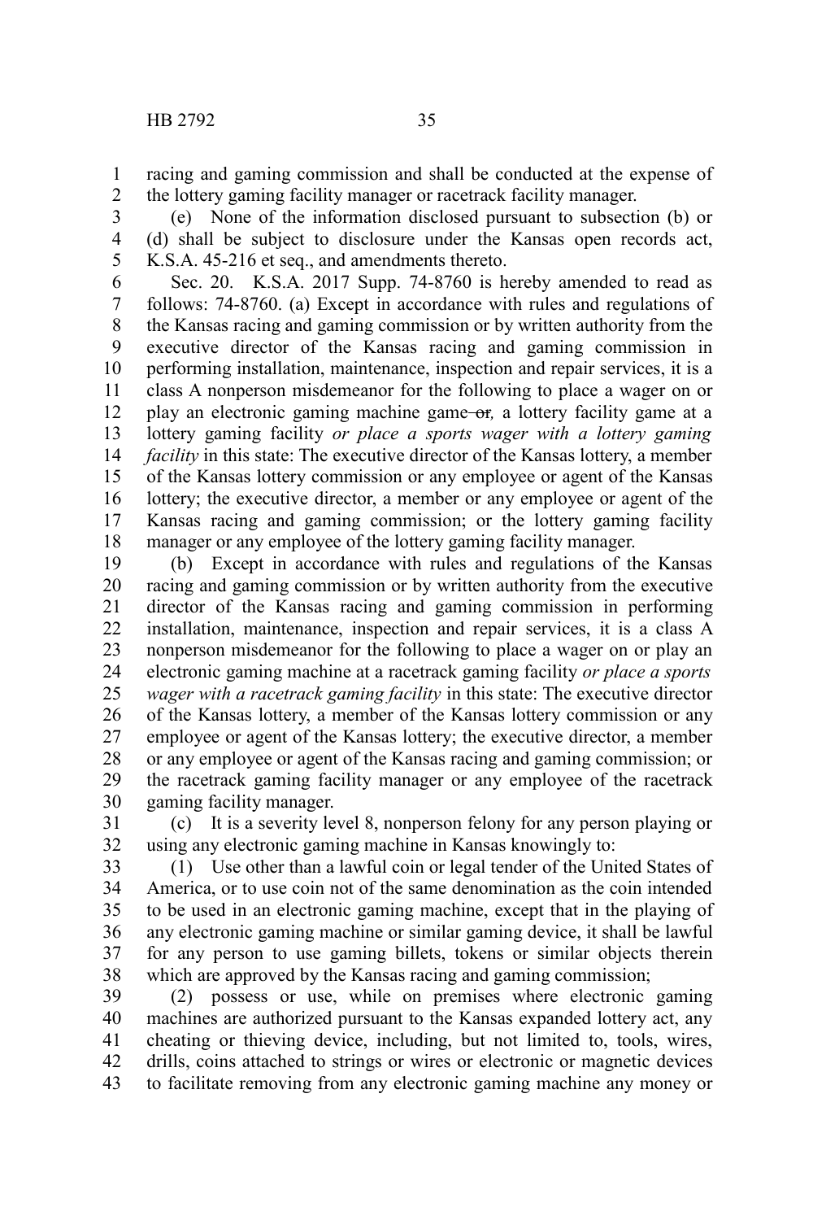racing and gaming commission and shall be conducted at the expense of the lottery gaming facility manager or racetrack facility manager.

(e) None of the information disclosed pursuant to subsection (b) or (d) shall be subject to disclosure under the Kansas open records act, K.S.A. 45-216 et seq., and amendments thereto.

Sec. 20. K.S.A. 2017 Supp. 74-8760 is hereby amended to read as follows: 74-8760. (a) Except in accordance with rules and regulations of the Kansas racing and gaming commission or by written authority from the executive director of the Kansas racing and gaming commission in performing installation, maintenance, inspection and repair services, it is a class A nonperson misdemeanor for the following to place a wager on or play an electronic gaming machine game ~~or~~*,* a lottery facility game at a lottery gaming facility *or place a sports wager with a lottery gaming facility* in this state: The executive director of the Kansas lottery, a member of the Kansas lottery commission or any employee or agent of the Kansas lottery; the executive director, a member or any employee or agent of the Kansas racing and gaming commission; or the lottery gaming facility manager or any employee of the lottery gaming facility manager.

(b) Except in accordance with rules and regulations of the Kansas racing and gaming commission or by written authority from the executive director of the Kansas racing and gaming commission in performing installation, maintenance, inspection and repair services, it is a class A nonperson misdemeanor for the following to place a wager on or play an electronic gaming machine at a racetrack gaming facility *or place a sports wager with a racetrack gaming facility* in this state: The executive director of the Kansas lottery, a member of the Kansas lottery commission or any employee or agent of the Kansas lottery; the executive director, a member or any employee or agent of the Kansas racing and gaming commission; or the racetrack gaming facility manager or any employee of the racetrack gaming facility manager.

(c) It is a severity level 8, nonperson felony for any person playing or using any electronic gaming machine in Kansas knowingly to:

(1) Use other than a lawful coin or legal tender of the United States of America, or to use coin not of the same denomination as the coin intended to be used in an electronic gaming machine, except that in the playing of any electronic gaming machine or similar gaming device, it shall be lawful for any person to use gaming billets, tokens or similar objects therein which are approved by the Kansas racing and gaming commission;

(2) possess or use, while on premises where electronic gaming machines are authorized pursuant to the Kansas expanded lottery act, any cheating or thieving device, including, but not limited to, tools, wires, drills, coins attached to strings or wires or electronic or magnetic devices to facilitate removing from any electronic gaming machine any money or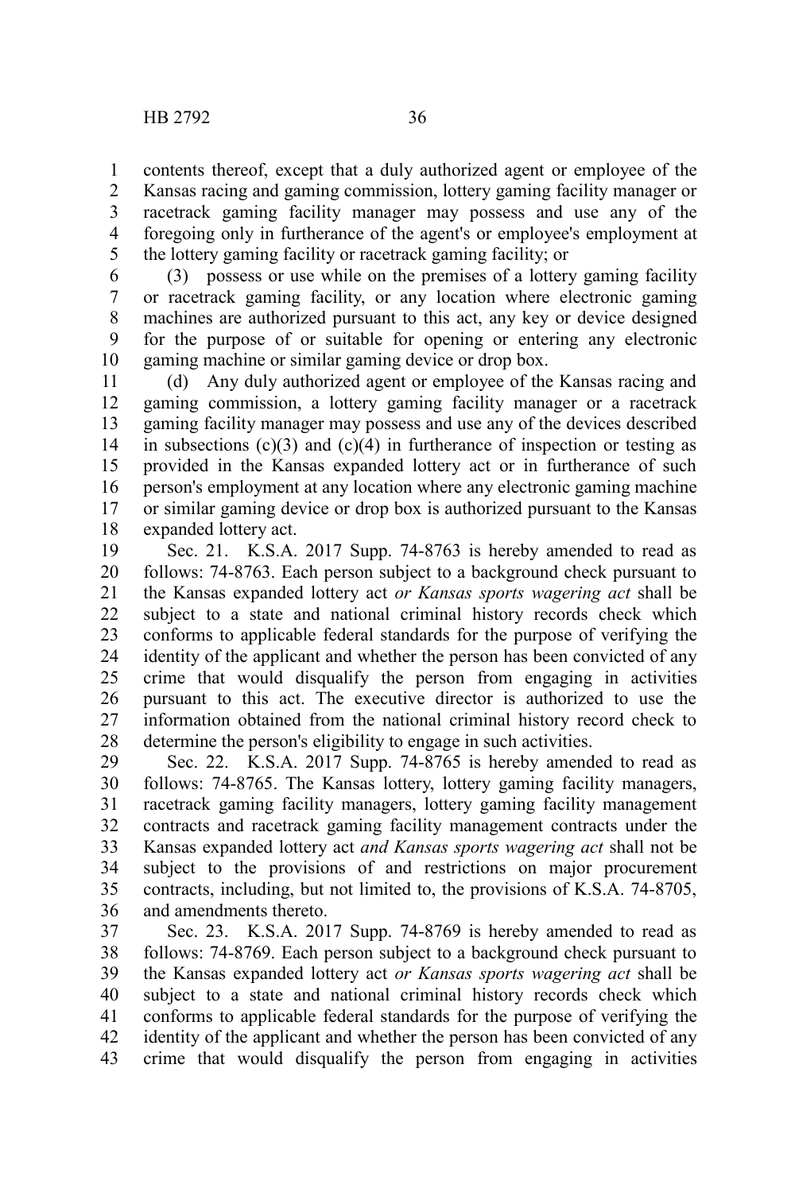contents thereof, except that a duly authorized agent or employee of the Kansas racing and gaming commission, lottery gaming facility manager or racetrack gaming facility manager may possess and use any of the foregoing only in furtherance of the agent's or employee's employment at the lottery gaming facility or racetrack gaming facility; or

(3) possess or use while on the premises of a lottery gaming facility or racetrack gaming facility, or any location where electronic gaming machines are authorized pursuant to this act, any key or device designed for the purpose of or suitable for opening or entering any electronic gaming machine or similar gaming device or drop box.

(d) Any duly authorized agent or employee of the Kansas racing and gaming commission, a lottery gaming facility manager or a racetrack gaming facility manager may possess and use any of the devices described in subsections (c)(3) and (c)(4) in furtherance of inspection or testing as provided in the Kansas expanded lottery act or in furtherance of such person's employment at any location where any electronic gaming machine or similar gaming device or drop box is authorized pursuant to the Kansas expanded lottery act.

Sec. 21. K.S.A. 2017 Supp. 74-8763 is hereby amended to read as follows: 74-8763. Each person subject to a background check pursuant to the Kansas expanded lottery act *or Kansas sports wagering act* shall be subject to a state and national criminal history records check which conforms to applicable federal standards for the purpose of verifying the identity of the applicant and whether the person has been convicted of any crime that would disqualify the person from engaging in activities pursuant to this act. The executive director is authorized to use the information obtained from the national criminal history record check to determine the person's eligibility to engage in such activities.

Sec. 22. K.S.A. 2017 Supp. 74-8765 is hereby amended to read as follows: 74-8765. The Kansas lottery, lottery gaming facility managers, racetrack gaming facility managers, lottery gaming facility management contracts and racetrack gaming facility management contracts under the Kansas expanded lottery act *and Kansas sports wagering act* shall not be subject to the provisions of and restrictions on major procurement contracts, including, but not limited to, the provisions of K.S.A. 74-8705, and amendments thereto.

Sec. 23. K.S.A. 2017 Supp. 74-8769 is hereby amended to read as follows: 74-8769. Each person subject to a background check pursuant to the Kansas expanded lottery act *or Kansas sports wagering act* shall be subject to a state and national criminal history records check which conforms to applicable federal standards for the purpose of verifying the identity of the applicant and whether the person has been convicted of any crime that would disqualify the person from engaging in activities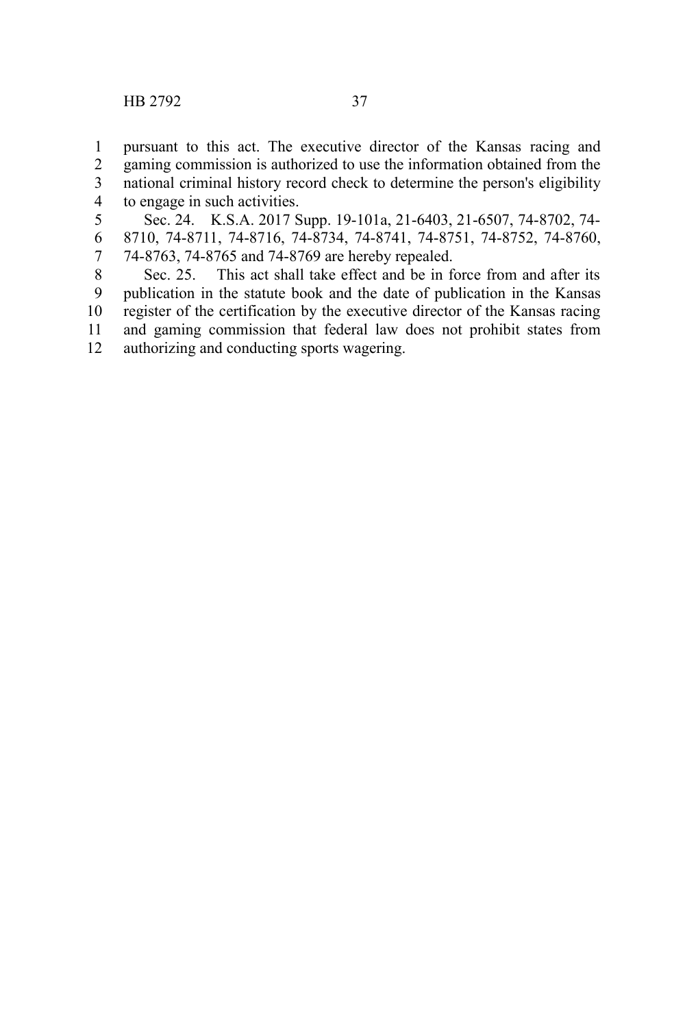pursuant to this act. The executive director of the Kansas racing and gaming commission is authorized to use the information obtained from the national criminal history record check to determine the person's eligibility to engage in such activities.

Sec. 24. K.S.A. 2017 Supp. 19-101a, 21-6403, 21-6507, 74-8702, 74-8710, 74-8711, 74-8716, 74-8734, 74-8741, 74-8751, 74-8752, 74-8760, 74-8763, 74-8765 and 74-8769 are hereby repealed.

Sec. 25. This act shall take effect and be in force from and after its publication in the statute book and the date of publication in the Kansas register of the certification by the executive director of the Kansas racing and gaming commission that federal law does not prohibit states from authorizing and conducting sports wagering.